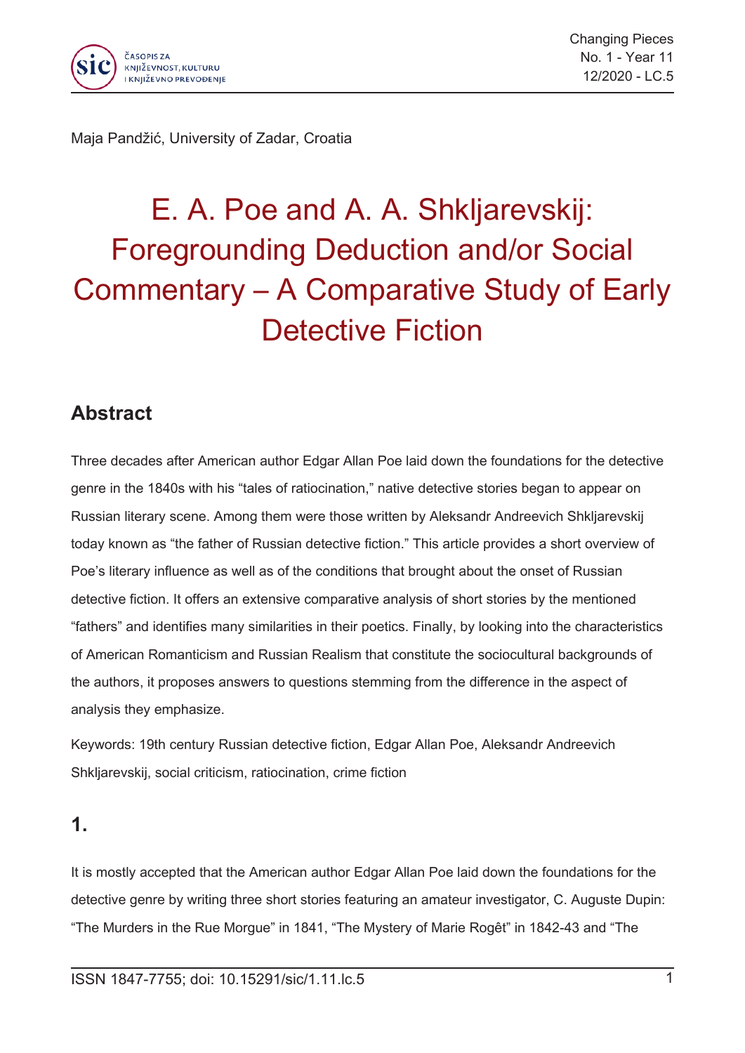Maja Pandžić, University of Zadar, Croatia

# E. A. Poe and A. A. Shkljarevskij: Foregrounding Deduction and/or Social Commentary – A Comparative Study of Early Detective Fiction

## Abstract

Three decades after American author Edgar Allan Poe laid down the foundations for the detective genre in the 1840s with his "tales of ratiocination," native detective stories began to appear on Russian literary scene. Among them were those written by Aleksandr Andreevich Shkljarevskij today known as "the father of Russian detective fiction." This article provides a short overview of Poe's literary influence as well as of the conditions that brought about the onset of Russian detective fiction. It offers an extensive comparative analysis of short stories by the mentioned "fathers" and identifies many similarities in their poetics. Finally, by looking into the characteristics of American Romanticism and Russian Realism that constitute the sociocultural backgrounds of the authors, it proposes answers to questions stemming from the difference in the aspect of analysis they emphasize.

Keywords: 19th century Russian detective fiction, Edgar Allan Poe, Aleksandr Andreevich Shkljarevskij, social criticism, ratiocination, crime fiction

## 1.

It is mostly accepted that the American author Edgar Allan Poe laid down the foundations for the detective genre by writing three short stories featuring an amateur investigator, C. Auguste Dupin: "The Murders in the Rue Morgue" in 1841, "The Mystery of Marie Rogêt" in 1842-43 and "The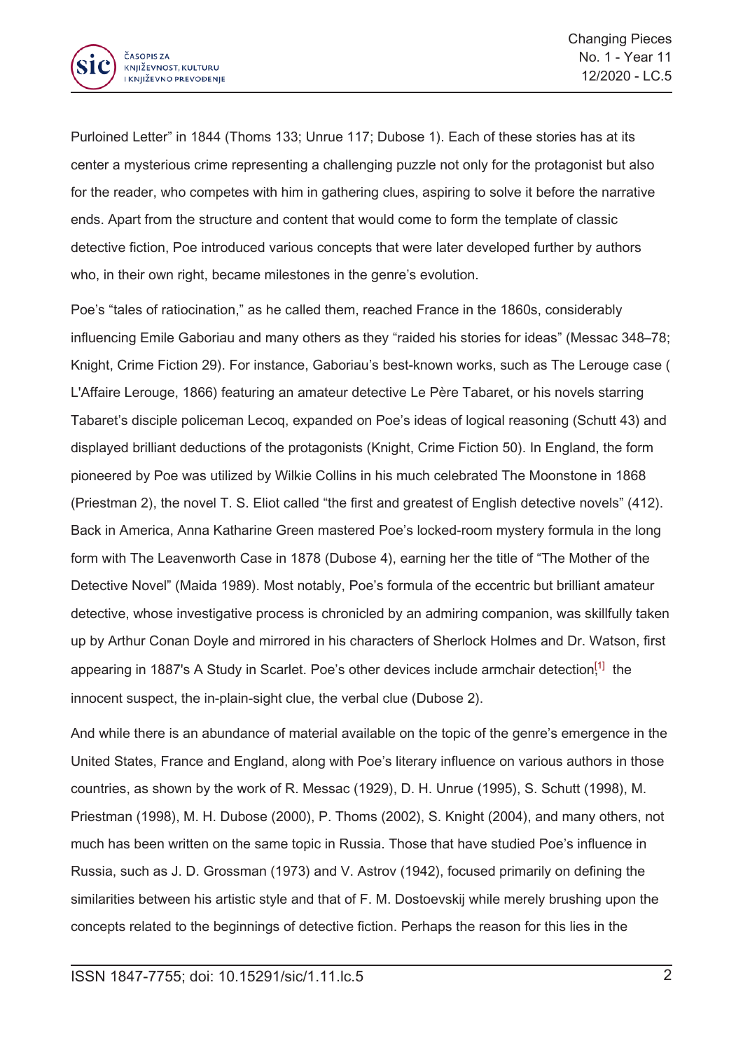Purloined Letter” in 1844 (Thoms 133; Unrue 117; Dubose 1). Each of these stories has at its center a mysterious crime representing a challenging puzzle not only for the protagonist but also for the reader, who competes with him in gathering clues, aspiring to solve it before the narrative ends. Apart from the structure and content that would come to form the template of classic detective fiction, Poe introduced various concepts that were later developed further by authors who, in their own right, became milestones in the genre’s evolution.

Poe’s “tales of ratiocination,” as he called them, reached France in the 1860s, considerably influencing Emile Gaboriau and many others as they “raided his stories for ideas” (Messac 348–78; Knight, Crime Fiction 29). For instance, Gaboriau’s best-known works, such as The Lerouge case ( L'Affaire Lerouge, 1866) featuring an amateur detective Le Père Tabaret, or his novels starring Tabaret’s disciple policeman Lecoq, expanded on Poe’s ideas of logical reasoning (Schutt 43) and displayed brilliant deductions of the protagonists (Knight, Crime Fiction 50). In England, the form pioneered by Poe was utilized by Wilkie Collins in his much celebrated The Moonstone in 1868 (Priestman 2), the novel T. S. Eliot called “the first and greatest of English detective novels” (412). Back in America, Anna Katharine Green mastered Poe’s locked-room mystery formula in the long form with The Leavenworth Case in 1878 (Dubose 4), earning her the title of “The Mother of the Detective Novel” (Maida 1989). Most notably, Poe’s formula of the eccentric but brilliant amateur detective, whose investigative process is chronicled by an admiring companion, was skillfully taken up by Arthur Conan Doyle and mirrored in his characters of Sherlock Holmes and Dr. Watson, first appearing in 1887's A Study in Scarlet. Poe’s other devices include armchair detection,[1] the innocent suspect, the in-plain-sight clue, the verbal clue (Dubose 2).

And while there is an abundance of material available on the topic of the genre’s emergence in the United States, France and England, along with Poe’s literary influence on various authors in those countries, as shown by the work of R. Messac (1929), D. H. Unrue (1995), S. Schutt (1998), M. Priestman (1998), M. H. Dubose (2000), P. Thoms (2002), S. Knight (2004), and many others, not much has been written on the same topic in Russia. Those that have studied Poe’s influence in Russia, such as J. D. Grossman (1973) and V. Astrov (1942), focused primarily on defining the similarities between his artistic style and that of F. M. Dostoevskij while merely brushing upon the concepts related to the beginnings of detective fiction. Perhaps the reason for this lies in the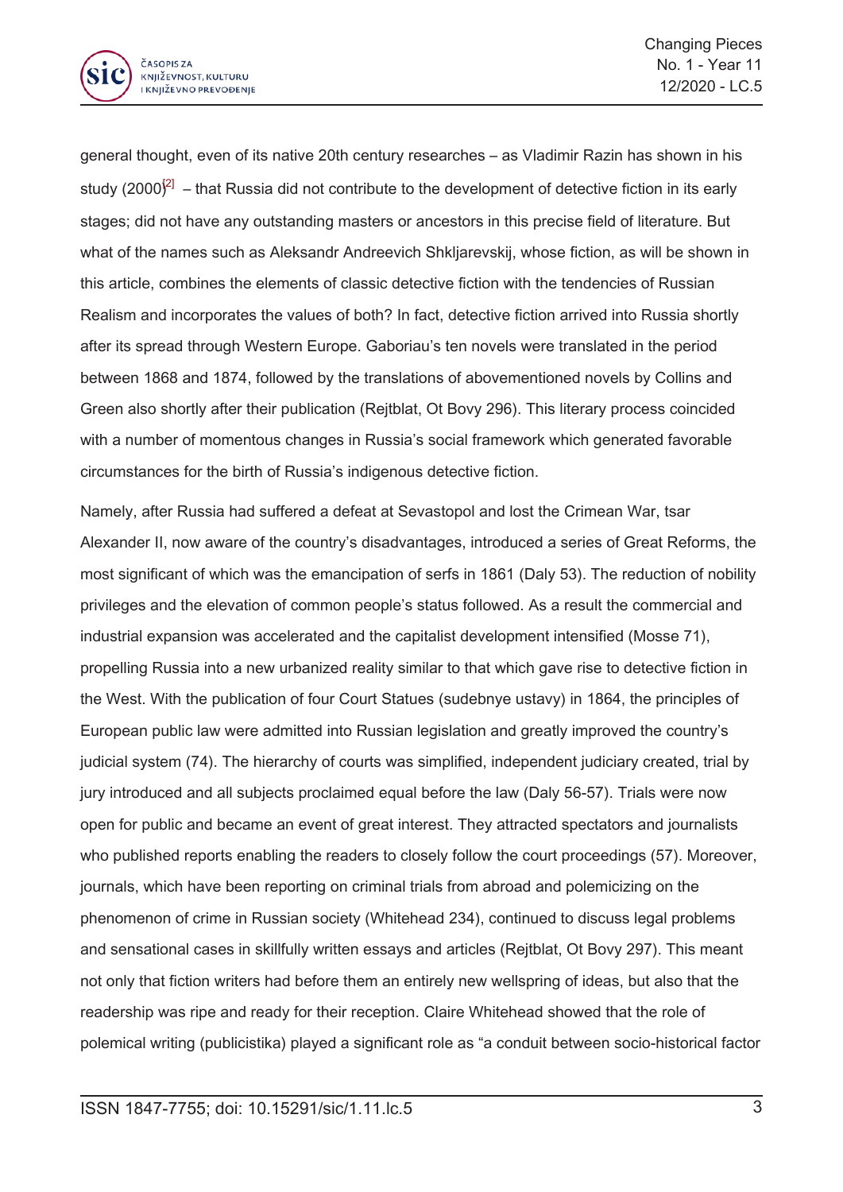general thought, even of its native 20th century researches – as Vladimir Razin has shown in his study (2000)[2] – that Russia did not contribute to the development of detective fiction in its early stages; did not have any outstanding masters or ancestors in this precise field of literature. But what of the names such as Aleksandr Andreevich Shkljarevskij, whose fiction, as will be shown in this article, combines the elements of classic detective fiction with the tendencies of Russian Realism and incorporates the values of both? In fact, detective fiction arrived into Russia shortly after its spread through Western Europe. Gaboriau's ten novels were translated in the period between 1868 and 1874, followed by the translations of abovementioned novels by Collins and Green also shortly after their publication (Rejtblat, Ot Bovy 296). This literary process coincided with a number of momentous changes in Russia's social framework which generated favorable circumstances for the birth of Russia's indigenous detective fiction.

Namely, after Russia had suffered a defeat at Sevastopol and lost the Crimean War, tsar Alexander II, now aware of the country's disadvantages, introduced a series of Great Reforms, the most significant of which was the emancipation of serfs in 1861 (Daly 53). The reduction of nobility privileges and the elevation of common people's status followed. As a result the commercial and industrial expansion was accelerated and the capitalist development intensified (Mosse 71), propelling Russia into a new urbanized reality similar to that which gave rise to detective fiction in the West. With the publication of four Court Statues (sudebnye ustavy) in 1864, the principles of European public law were admitted into Russian legislation and greatly improved the country's judicial system (74). The hierarchy of courts was simplified, independent judiciary created, trial by jury introduced and all subjects proclaimed equal before the law (Daly 56-57). Trials were now open for public and became an event of great interest. They attracted spectators and journalists who published reports enabling the readers to closely follow the court proceedings (57). Moreover, journals, which have been reporting on criminal trials from abroad and polemicizing on the phenomenon of crime in Russian society (Whitehead 234), continued to discuss legal problems and sensational cases in skillfully written essays and articles (Rejtblat, Ot Bovy 297). This meant not only that fiction writers had before them an entirely new wellspring of ideas, but also that the readership was ripe and ready for their reception. Claire Whitehead showed that the role of polemical writing (publicistika) played a significant role as "a conduit between socio-historical factor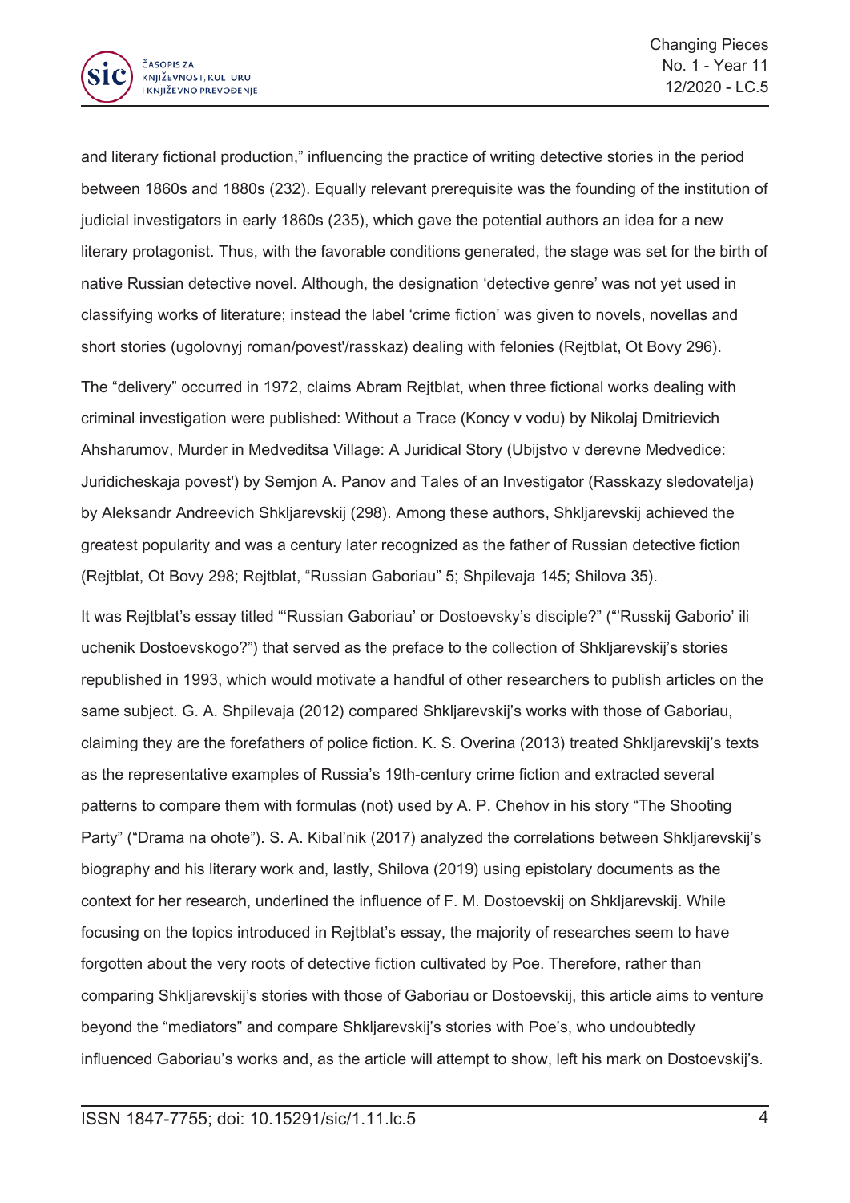and literary fictional production," influencing the practice of writing detective stories in the period between 1860s and 1880s (232). Equally relevant prerequisite was the founding of the institution of judicial investigators in early 1860s (235), which gave the potential authors an idea for a new literary protagonist. Thus, with the favorable conditions generated, the stage was set for the birth of native Russian detective novel. Although, the designation 'detective genre' was not yet used in classifying works of literature; instead the label 'crime fiction' was given to novels, novellas and short stories (ugolovnyj roman/povest'/rasskaz) dealing with felonies (Rejtblat, Ot Bovy 296).

The "delivery" occurred in 1972, claims Abram Rejtblat, when three fictional works dealing with criminal investigation were published: Without a Trace (Koncy v vodu) by Nikolaj Dmitrievich Ahsharumov, Murder in Medveditsa Village: A Juridical Story (Ubijstvo v derevne Medvedice: Juridicheskaja povest') by Semjon A. Panov and Tales of an Investigator (Rasskazy sledovatelja) by Aleksandr Andreevich Shkljarevskij (298). Among these authors, Shkljarevskij achieved the greatest popularity and was a century later recognized as the father of Russian detective fiction (Rejtblat, Ot Bovy 298; Rejtblat, "Russian Gaboriau" 5; Shpilevaja 145; Shilova 35).

It was Rejtblat's essay titled "'Russian Gaboriau' or Dostoevsky's disciple?" ("'Russkij Gaborio' ili uchenik Dostoevskogo?") that served as the preface to the collection of Shkljarevskij's stories republished in 1993, which would motivate a handful of other researchers to publish articles on the same subject. G. A. Shpilevaja (2012) compared Shkljarevskij's works with those of Gaboriau, claiming they are the forefathers of police fiction. K. S. Overina (2013) treated Shkljarevskij's texts as the representative examples of Russia's 19th-century crime fiction and extracted several patterns to compare them with formulas (not) used by A. P. Chehov in his story "The Shooting Party" ("Drama na ohote"). S. A. Kibal'nik (2017) analyzed the correlations between Shkljarevskij's biography and his literary work and, lastly, Shilova (2019) using epistolary documents as the context for her research, underlined the influence of F. M. Dostoevskij on Shkljarevskij. While focusing on the topics introduced in Rejtblat's essay, the majority of researches seem to have forgotten about the very roots of detective fiction cultivated by Poe. Therefore, rather than comparing Shkljarevskij's stories with those of Gaboriau or Dostoevskij, this article aims to venture beyond the "mediators" and compare Shkljarevskij's stories with Poe's, who undoubtedly influenced Gaboriau's works and, as the article will attempt to show, left his mark on Dostoevskij's.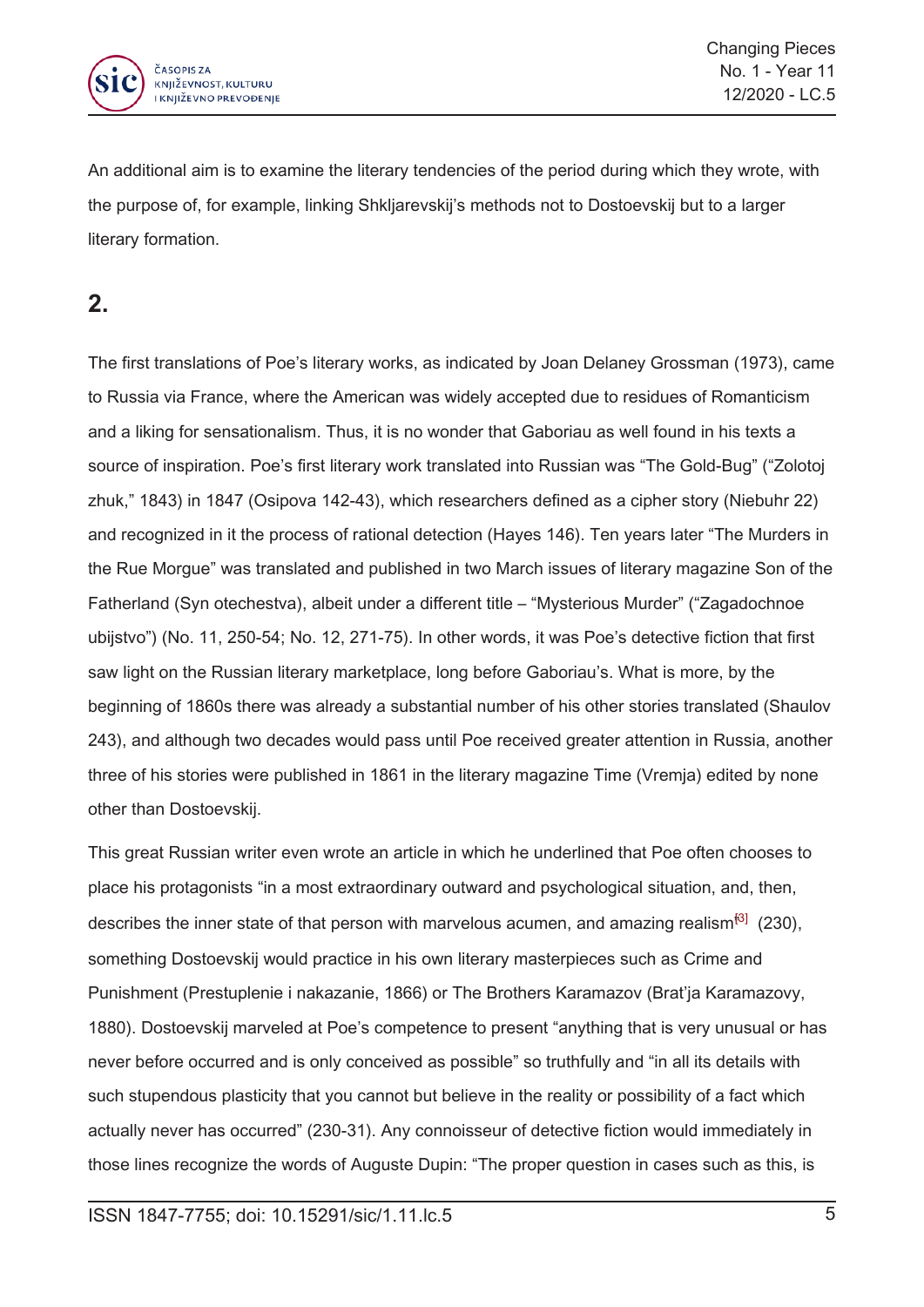An additional aim is to examine the literary tendencies of the period during which they wrote, with the purpose of, for example, linking Shkljarevskij's methods not to Dostoevskij but to a larger literary formation.

## 2.

The first translations of Poe's literary works, as indicated by Joan Delaney Grossman (1973), came to Russia via France, where the American was widely accepted due to residues of Romanticism and a liking for sensationalism. Thus, it is no wonder that Gaboriau as well found in his texts a source of inspiration. Poe's first literary work translated into Russian was "The Gold-Bug" ("Zolotoj zhuk," 1843) in 1847 (Osipova 142-43), which researchers defined as a cipher story (Niebuhr 22) and recognized in it the process of rational detection (Hayes 146). Ten years later "The Murders in the Rue Morgue" was translated and published in two March issues of literary magazine Son of the Fatherland (Syn otechestva), albeit under a different title – "Mysterious Murder" ("Zagadochnoe ubijstvo") (No. 11, 250-54; No. 12, 271-75). In other words, it was Poe's detective fiction that first saw light on the Russian literary marketplace, long before Gaboriau's. What is more, by the beginning of 1860s there was already a substantial number of his other stories translated (Shaulov 243), and although two decades would pass until Poe received greater attention in Russia, another three of his stories were published in 1861 in the literary magazine Time (Vremja) edited by none other than Dostoevskij.

This great Russian writer even wrote an article in which he underlined that Poe often chooses to place his protagonists "in a most extraordinary outward and psychological situation, and, then, describes the inner state of that person with marvelous acumen, and amazing realism[3] (230), something Dostoevskij would practice in his own literary masterpieces such as Crime and Punishment (Prestuplenie i nakazanie, 1866) or The Brothers Karamazov (Brat'ja Karamazovy, 1880). Dostoevskij marveled at Poe's competence to present "anything that is very unusual or has never before occurred and is only conceived as possible" so truthfully and "in all its details with such stupendous plasticity that you cannot but believe in the reality or possibility of a fact which actually never has occurred" (230-31). Any connoisseur of detective fiction would immediately in those lines recognize the words of Auguste Dupin: "The proper question in cases such as this, is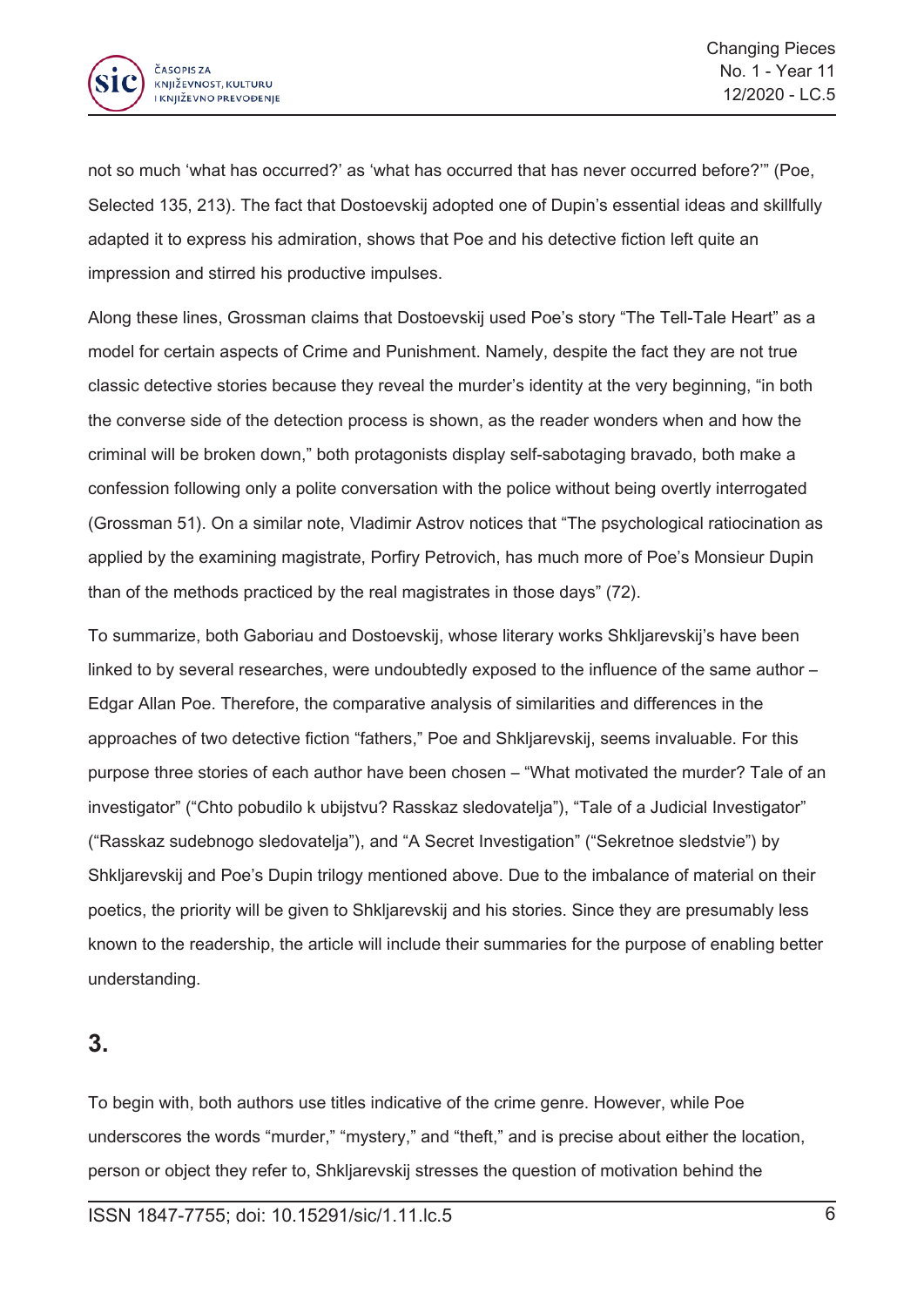not so much 'what has occurred?' as 'what has occurred that has never occurred before?'" (Poe, Selected 135, 213). The fact that Dostoevskij adopted one of Dupin's essential ideas and skillfully adapted it to express his admiration, shows that Poe and his detective fiction left quite an impression and stirred his productive impulses.

Along these lines, Grossman claims that Dostoevskij used Poe's story "The Tell-Tale Heart" as a model for certain aspects of Crime and Punishment. Namely, despite the fact they are not true classic detective stories because they reveal the murder's identity at the very beginning, "in both the converse side of the detection process is shown, as the reader wonders when and how the criminal will be broken down," both protagonists display self-sabotaging bravado, both make a confession following only a polite conversation with the police without being overtly interrogated (Grossman 51). On a similar note, Vladimir Astrov notices that "The psychological ratiocination as applied by the examining magistrate, Porfiry Petrovich, has much more of Poe's Monsieur Dupin than of the methods practiced by the real magistrates in those days" (72).

To summarize, both Gaboriau and Dostoevskij, whose literary works Shkljarevskij's have been linked to by several researches, were undoubtedly exposed to the influence of the same author – Edgar Allan Poe. Therefore, the comparative analysis of similarities and differences in the approaches of two detective fiction "fathers," Poe and Shkljarevskij, seems invaluable. For this purpose three stories of each author have been chosen – "What motivated the murder? Tale of an investigator" ("Chto pobudilo k ubijstvu? Rasskaz sledovatelja"), "Tale of a Judicial Investigator" ("Rasskaz sudebnogo sledovatelja"), and "A Secret Investigation" ("Sekretnoe sledstvie") by Shkljarevskij and Poe's Dupin trilogy mentioned above. Due to the imbalance of material on their poetics, the priority will be given to Shkljarevskij and his stories. Since they are presumably less known to the readership, the article will include their summaries for the purpose of enabling better understanding.

## 3.

To begin with, both authors use titles indicative of the crime genre. However, while Poe underscores the words "murder," "mystery," and "theft," and is precise about either the location, person or object they refer to, Shkljarevskij stresses the question of motivation behind the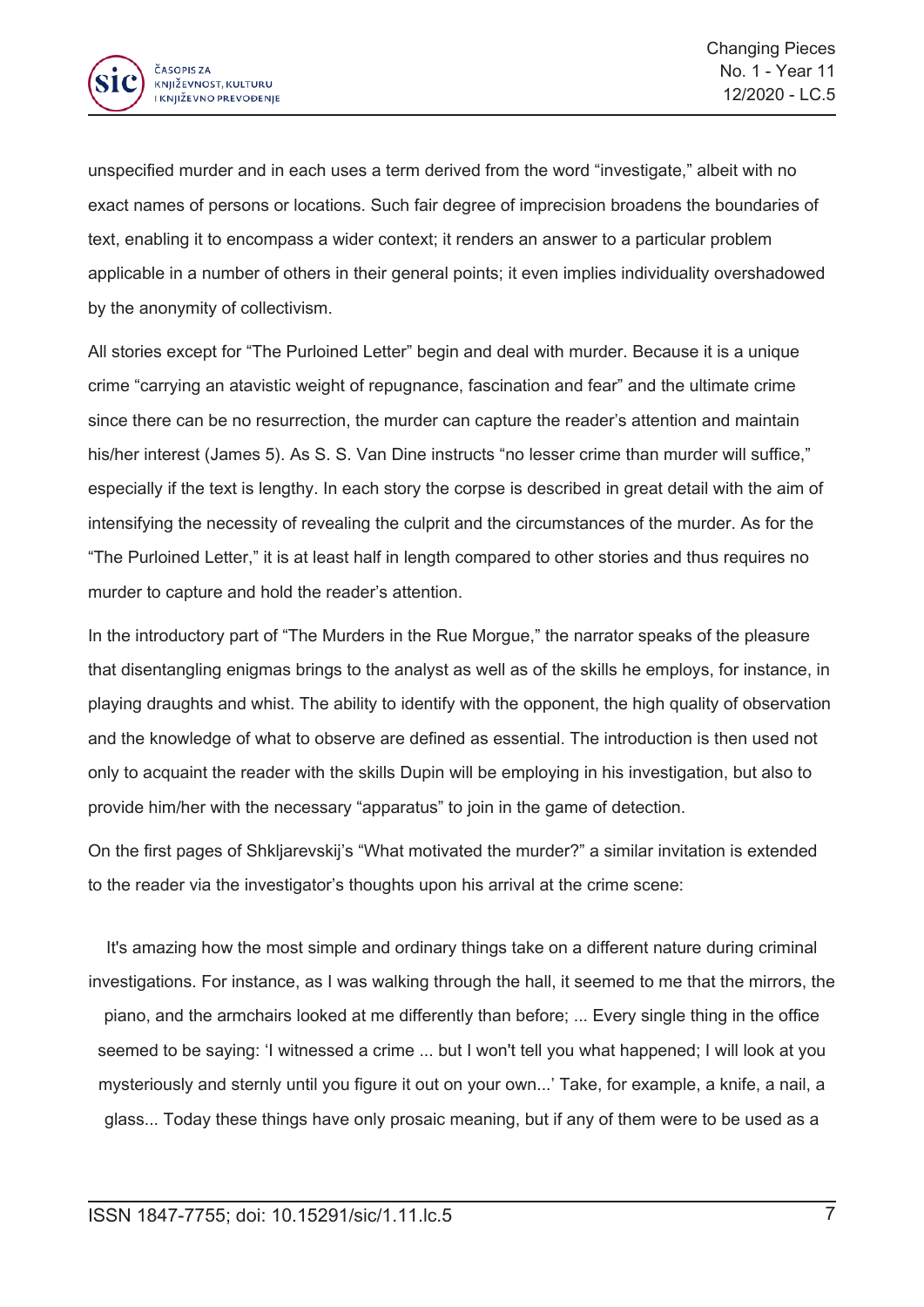unspecified murder and in each uses a term derived from the word “investigate,” albeit with no exact names of persons or locations. Such fair degree of imprecision broadens the boundaries of text, enabling it to encompass a wider context; it renders an answer to a particular problem applicable in a number of others in their general points; it even implies individuality overshadowed by the anonymity of collectivism.

All stories except for “The Purloined Letter” begin and deal with murder. Because it is a unique crime “carrying an atavistic weight of repugnance, fascination and fear” and the ultimate crime since there can be no resurrection, the murder can capture the reader’s attention and maintain his/her interest (James 5). As S. S. Van Dine instructs “no lesser crime than murder will suffice,” especially if the text is lengthy. In each story the corpse is described in great detail with the aim of intensifying the necessity of revealing the culprit and the circumstances of the murder. As for the “The Purloined Letter,” it is at least half in length compared to other stories and thus requires no murder to capture and hold the reader’s attention.

In the introductory part of “The Murders in the Rue Morgue,” the narrator speaks of the pleasure that disentangling enigmas brings to the analyst as well as of the skills he employs, for instance, in playing draughts and whist. The ability to identify with the opponent, the high quality of observation and the knowledge of what to observe are defined as essential. The introduction is then used not only to acquaint the reader with the skills Dupin will be employing in his investigation, but also to provide him/her with the necessary “apparatus” to join in the game of detection.

On the first pages of Shkljarevskij’s “What motivated the murder?” a similar invitation is extended to the reader via the investigator’s thoughts upon his arrival at the crime scene:

> It's amazing how the most simple and ordinary things take on a different nature during criminal investigations. For instance, as I was walking through the hall, it seemed to me that the mirrors, the piano, and the armchairs looked at me differently than before; ... Every single thing in the office seemed to be saying: ‘I witnessed a crime ... but I won't tell you what happened; I will look at you mysteriously and sternly until you figure it out on your own...’ Take, for example, a knife, a nail, a glass... Today these things have only prosaic meaning, but if any of them were to be used as a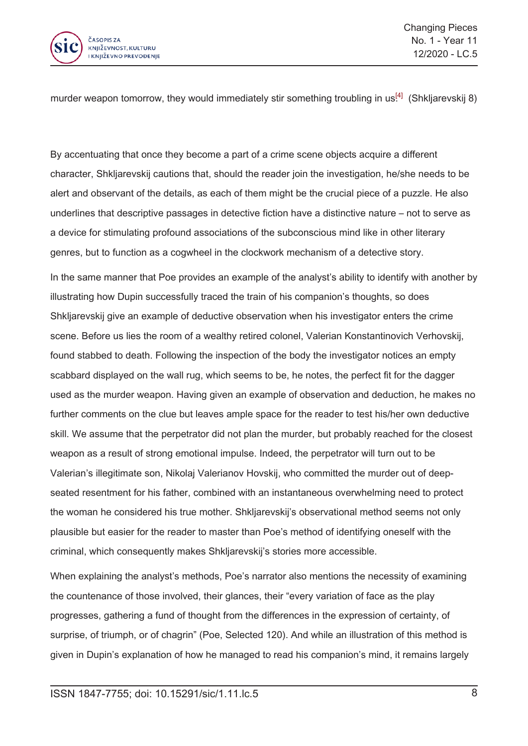murder weapon tomorrow, they would immediately stir something troubling in us![4] (Shkljarevskij 8)

By accentuating that once they become a part of a crime scene objects acquire a different character, Shkljarevskij cautions that, should the reader join the investigation, he/she needs to be alert and observant of the details, as each of them might be the crucial piece of a puzzle. He also underlines that descriptive passages in detective fiction have a distinctive nature – not to serve as a device for stimulating profound associations of the subconscious mind like in other literary genres, but to function as a cogwheel in the clockwork mechanism of a detective story.

In the same manner that Poe provides an example of the analyst's ability to identify with another by illustrating how Dupin successfully traced the train of his companion's thoughts, so does Shkljarevskij give an example of deductive observation when his investigator enters the crime scene. Before us lies the room of a wealthy retired colonel, Valerian Konstantinovich Verhovskij, found stabbed to death. Following the inspection of the body the investigator notices an empty scabbard displayed on the wall rug, which seems to be, he notes, the perfect fit for the dagger used as the murder weapon. Having given an example of observation and deduction, he makes no further comments on the clue but leaves ample space for the reader to test his/her own deductive skill. We assume that the perpetrator did not plan the murder, but probably reached for the closest weapon as a result of strong emotional impulse. Indeed, the perpetrator will turn out to be Valerian's illegitimate son, Nikolaj Valerianov Hovskij, who committed the murder out of deep-seated resentment for his father, combined with an instantaneous overwhelming need to protect the woman he considered his true mother. Shkljarevskij's observational method seems not only plausible but easier for the reader to master than Poe's method of identifying oneself with the criminal, which consequently makes Shkljarevskij's stories more accessible.

When explaining the analyst's methods, Poe's narrator also mentions the necessity of examining the countenance of those involved, their glances, their "every variation of face as the play progresses, gathering a fund of thought from the differences in the expression of certainty, of surprise, of triumph, or of chagrin" (Poe, Selected 120). And while an illustration of this method is given in Dupin's explanation of how he managed to read his companion's mind, it remains largely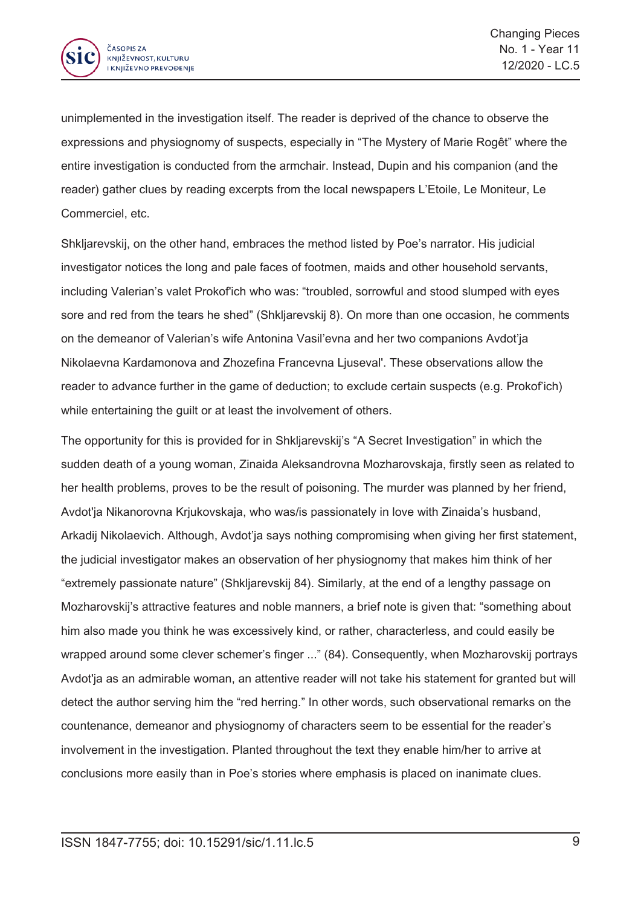unimplemented in the investigation itself. The reader is deprived of the chance to observe the expressions and physiognomy of suspects, especially in “The Mystery of Marie Rogêt” where the entire investigation is conducted from the armchair. Instead, Dupin and his companion (and the reader) gather clues by reading excerpts from the local newspapers L’Etoile, Le Moniteur, Le Commerciel, etc.

Shkljarevskij, on the other hand, embraces the method listed by Poe’s narrator. His judicial investigator notices the long and pale faces of footmen, maids and other household servants, including Valerian’s valet Prokof'ich who was: “troubled, sorrowful and stood slumped with eyes sore and red from the tears he shed” (Shkljarevskij 8). On more than one occasion, he comments on the demeanor of Valerian’s wife Antonina Vasil’evna and her two companions Avdot’ja Nikolaevna Kardamonova and Zhozefina Francevna Ljuseval'. These observations allow the reader to advance further in the game of deduction; to exclude certain suspects (e.g. Prokof’ich) while entertaining the guilt or at least the involvement of others.

The opportunity for this is provided for in Shkljarevskij’s “A Secret Investigation” in which the sudden death of a young woman, Zinaida Aleksandrovna Mozharovskaja, firstly seen as related to her health problems, proves to be the result of poisoning. The murder was planned by her friend, Avdot'ja Nikanorovna Krjukovskaja, who was/is passionately in love with Zinaida’s husband, Arkadij Nikolaevich. Although, Avdot'ja says nothing compromising when giving her first statement, the judicial investigator makes an observation of her physiognomy that makes him think of her “extremely passionate nature” (Shkljarevskij 84). Similarly, at the end of a lengthy passage on Mozharovskij’s attractive features and noble manners, a brief note is given that: “something about him also made you think he was excessively kind, or rather, characterless, and could easily be wrapped around some clever schemer’s finger ...” (84). Consequently, when Mozharovskij portrays Avdot'ja as an admirable woman, an attentive reader will not take his statement for granted but will detect the author serving him the “red herring.” In other words, such observational remarks on the countenance, demeanor and physiognomy of characters seem to be essential for the reader’s involvement in the investigation. Planted throughout the text they enable him/her to arrive at conclusions more easily than in Poe’s stories where emphasis is placed on inanimate clues.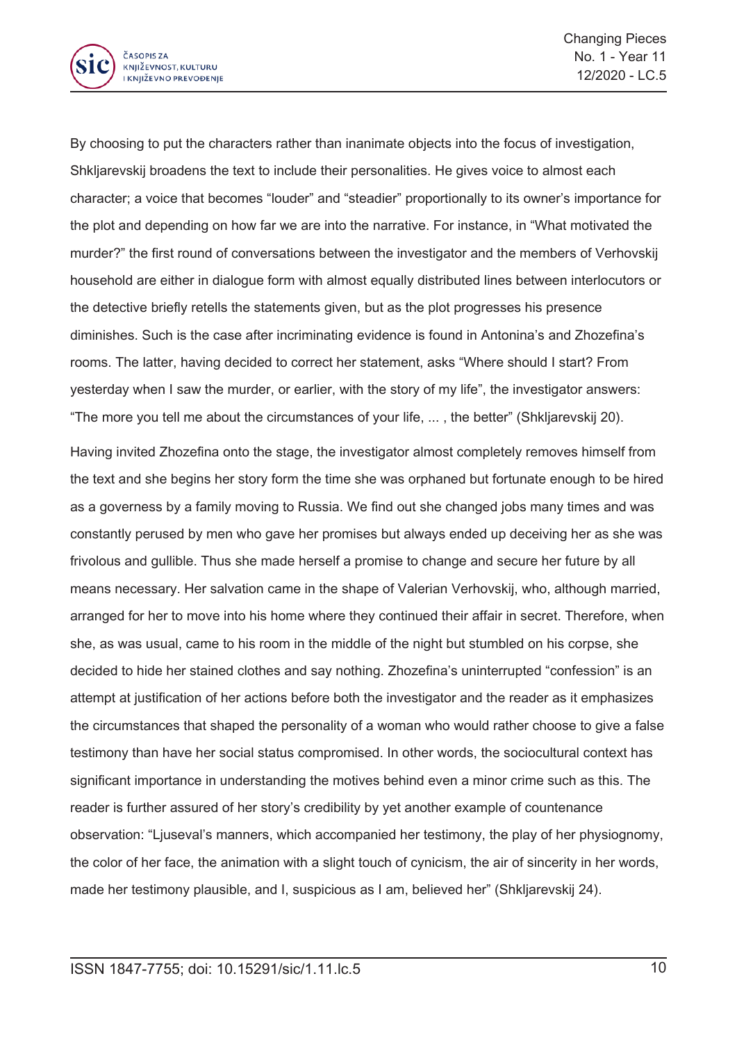By choosing to put the characters rather than inanimate objects into the focus of investigation, Shkljarevskij broadens the text to include their personalities. He gives voice to almost each character; a voice that becomes "louder" and "steadier" proportionally to its owner's importance for the plot and depending on how far we are into the narrative. For instance, in "What motivated the murder?" the first round of conversations between the investigator and the members of Verhovskij household are either in dialogue form with almost equally distributed lines between interlocutors or the detective briefly retells the statements given, but as the plot progresses his presence diminishes. Such is the case after incriminating evidence is found in Antonina's and Zhozefina's rooms. The latter, having decided to correct her statement, asks "Where should I start? From yesterday when I saw the murder, or earlier, with the story of my life", the investigator answers: "The more you tell me about the circumstances of your life, ... , the better" (Shkljarevskij 20).

Having invited Zhozefina onto the stage, the investigator almost completely removes himself from the text and she begins her story form the time she was orphaned but fortunate enough to be hired as a governess by a family moving to Russia. We find out she changed jobs many times and was constantly perused by men who gave her promises but always ended up deceiving her as she was frivolous and gullible. Thus she made herself a promise to change and secure her future by all means necessary. Her salvation came in the shape of Valerian Verhovskij, who, although married, arranged for her to move into his home where they continued their affair in secret. Therefore, when she, as was usual, came to his room in the middle of the night but stumbled on his corpse, she decided to hide her stained clothes and say nothing. Zhozefina's uninterrupted "confession" is an attempt at justification of her actions before both the investigator and the reader as it emphasizes the circumstances that shaped the personality of a woman who would rather choose to give a false testimony than have her social status compromised. In other words, the sociocultural context has significant importance in understanding the motives behind even a minor crime such as this. The reader is further assured of her story's credibility by yet another example of countenance observation: "Ljuseval's manners, which accompanied her testimony, the play of her physiognomy, the color of her face, the animation with a slight touch of cynicism, the air of sincerity in her words, made her testimony plausible, and I, suspicious as I am, believed her" (Shkljarevskij 24).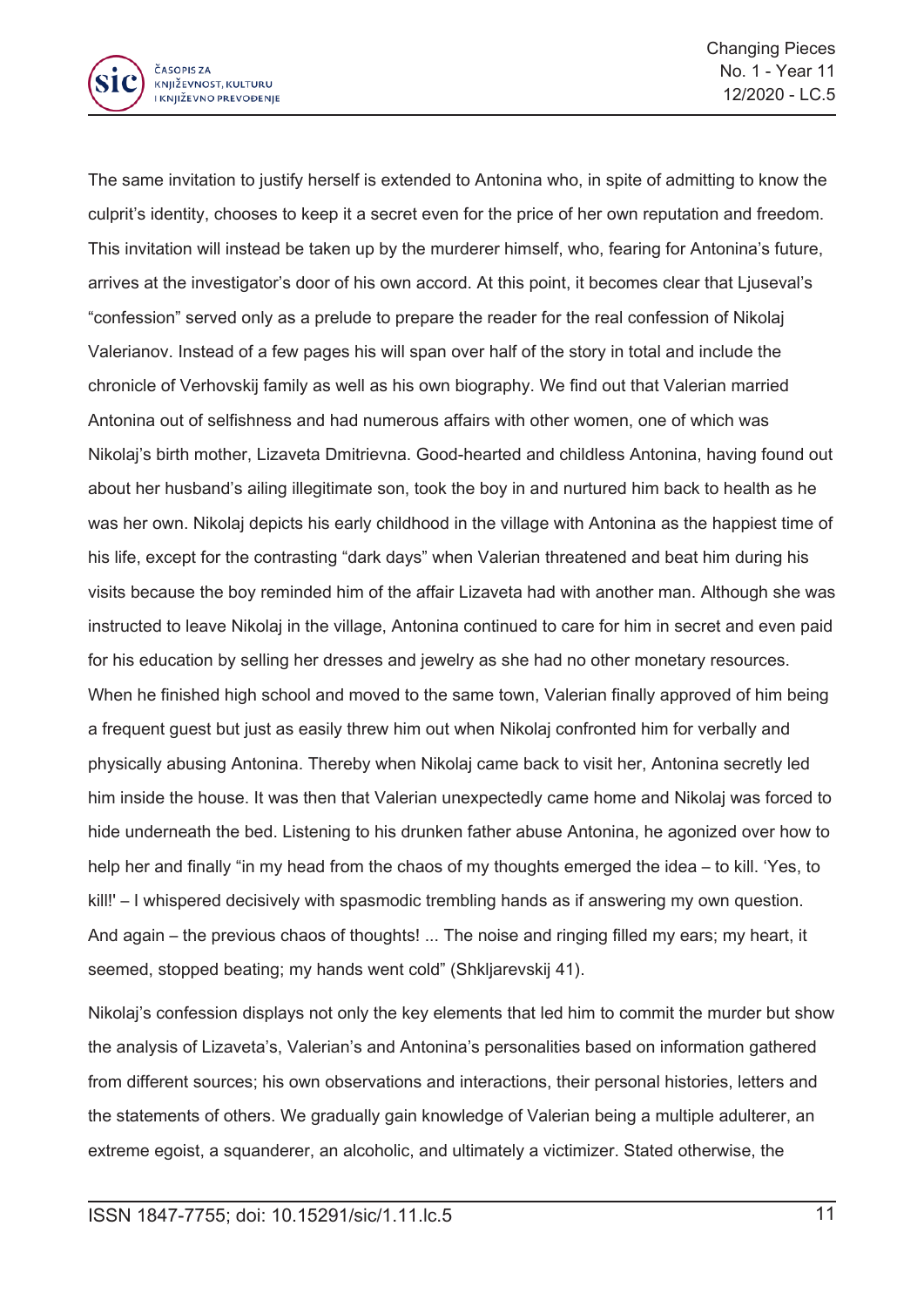The same invitation to justify herself is extended to Antonina who, in spite of admitting to know the culprit's identity, chooses to keep it a secret even for the price of her own reputation and freedom. This invitation will instead be taken up by the murderer himself, who, fearing for Antonina's future, arrives at the investigator's door of his own accord. At this point, it becomes clear that Ljuseval's "confession" served only as a prelude to prepare the reader for the real confession of Nikolaj Valerianov. Instead of a few pages his will span over half of the story in total and include the chronicle of Verhovskij family as well as his own biography. We find out that Valerian married Antonina out of selfishness and had numerous affairs with other women, one of which was Nikolaj's birth mother, Lizaveta Dmitrievna. Good-hearted and childless Antonina, having found out about her husband's ailing illegitimate son, took the boy in and nurtured him back to health as he was her own. Nikolaj depicts his early childhood in the village with Antonina as the happiest time of his life, except for the contrasting "dark days" when Valerian threatened and beat him during his visits because the boy reminded him of the affair Lizaveta had with another man. Although she was instructed to leave Nikolaj in the village, Antonina continued to care for him in secret and even paid for his education by selling her dresses and jewelry as she had no other monetary resources. When he finished high school and moved to the same town, Valerian finally approved of him being a frequent guest but just as easily threw him out when Nikolaj confronted him for verbally and physically abusing Antonina. Thereby when Nikolaj came back to visit her, Antonina secretly led him inside the house. It was then that Valerian unexpectedly came home and Nikolaj was forced to hide underneath the bed. Listening to his drunken father abuse Antonina, he agonized over how to help her and finally "in my head from the chaos of my thoughts emerged the idea – to kill. 'Yes, to kill!' – I whispered decisively with spasmodic trembling hands as if answering my own question. And again – the previous chaos of thoughts! ... The noise and ringing filled my ears; my heart, it seemed, stopped beating; my hands went cold" (Shkljarevskij 41).

Nikolaj's confession displays not only the key elements that led him to commit the murder but show the analysis of Lizaveta's, Valerian's and Antonina's personalities based on information gathered from different sources; his own observations and interactions, their personal histories, letters and the statements of others. We gradually gain knowledge of Valerian being a multiple adulterer, an extreme egoist, a squanderer, an alcoholic, and ultimately a victimizer. Stated otherwise, the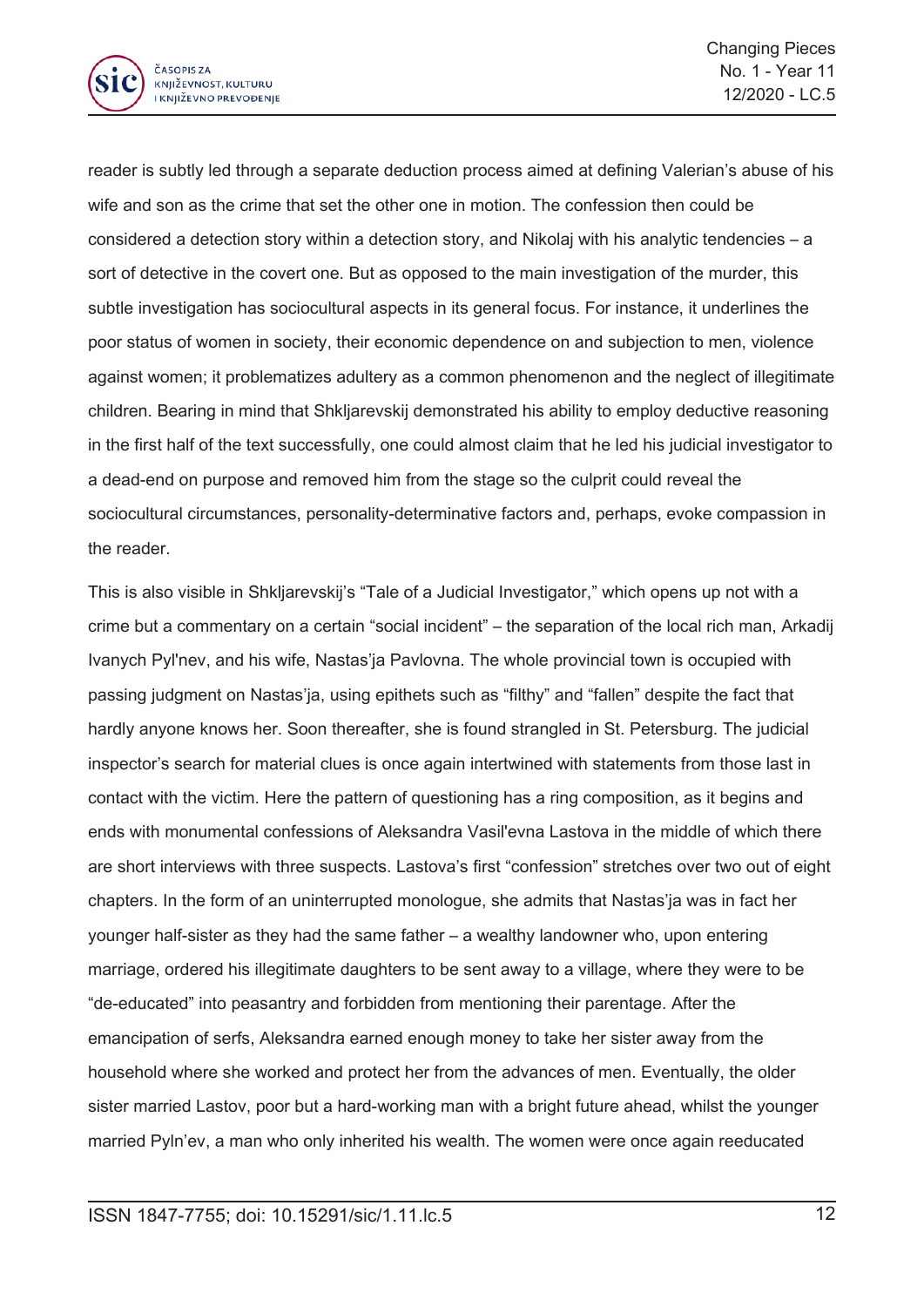reader is subtly led through a separate deduction process aimed at defining Valerian's abuse of his wife and son as the crime that set the other one in motion. The confession then could be considered a detection story within a detection story, and Nikolaj with his analytic tendencies – a sort of detective in the covert one. But as opposed to the main investigation of the murder, this subtle investigation has sociocultural aspects in its general focus. For instance, it underlines the poor status of women in society, their economic dependence on and subjection to men, violence against women; it problematizes adultery as a common phenomenon and the neglect of illegitimate children. Bearing in mind that Shkljarevskij demonstrated his ability to employ deductive reasoning in the first half of the text successfully, one could almost claim that he led his judicial investigator to a dead-end on purpose and removed him from the stage so the culprit could reveal the sociocultural circumstances, personality-determinative factors and, perhaps, evoke compassion in the reader.

This is also visible in Shkljarevskij's "Tale of a Judicial Investigator," which opens up not with a crime but a commentary on a certain "social incident" – the separation of the local rich man, Arkadij Ivanych Pyl'nev, and his wife, Nastas'ja Pavlovna. The whole provincial town is occupied with passing judgment on Nastas'ja, using epithets such as "filthy" and "fallen" despite the fact that hardly anyone knows her. Soon thereafter, she is found strangled in St. Petersburg. The judicial inspector's search for material clues is once again intertwined with statements from those last in contact with the victim. Here the pattern of questioning has a ring composition, as it begins and ends with monumental confessions of Aleksandra Vasil'evna Lastova in the middle of which there are short interviews with three suspects. Lastova's first "confession" stretches over two out of eight chapters. In the form of an uninterrupted monologue, she admits that Nastas'ja was in fact her younger half-sister as they had the same father – a wealthy landowner who, upon entering marriage, ordered his illegitimate daughters to be sent away to a village, where they were to be "de-educated" into peasantry and forbidden from mentioning their parentage. After the emancipation of serfs, Aleksandra earned enough money to take her sister away from the household where she worked and protect her from the advances of men. Eventually, the older sister married Lastov, poor but a hard-working man with a bright future ahead, whilst the younger married Pyln'ev, a man who only inherited his wealth. The women were once again reeducated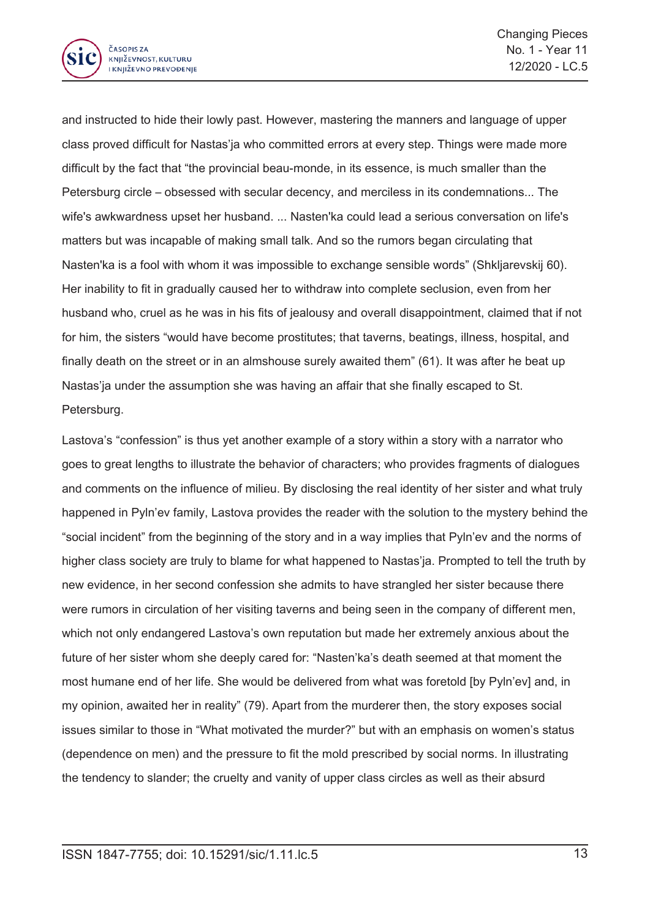and instructed to hide their lowly past. However, mastering the manners and language of upper class proved difficult for Nastas'ja who committed errors at every step. Things were made more difficult by the fact that "the provincial beau-monde, in its essence, is much smaller than the Petersburg circle – obsessed with secular decency, and merciless in its condemnations... The wife's awkwardness upset her husband. ... Nasten'ka could lead a serious conversation on life's matters but was incapable of making small talk. And so the rumors began circulating that Nasten'ka is a fool with whom it was impossible to exchange sensible words" (Shkljarevskij 60). Her inability to fit in gradually caused her to withdraw into complete seclusion, even from her husband who, cruel as he was in his fits of jealousy and overall disappointment, claimed that if not for him, the sisters "would have become prostitutes; that taverns, beatings, illness, hospital, and finally death on the street or in an almshouse surely awaited them" (61). It was after he beat up Nastas'ja under the assumption she was having an affair that she finally escaped to St. Petersburg.

Lastova's "confession" is thus yet another example of a story within a story with a narrator who goes to great lengths to illustrate the behavior of characters; who provides fragments of dialogues and comments on the influence of milieu. By disclosing the real identity of her sister and what truly happened in Pyln'ev family, Lastova provides the reader with the solution to the mystery behind the "social incident" from the beginning of the story and in a way implies that Pyln'ev and the norms of higher class society are truly to blame for what happened to Nastas'ja. Prompted to tell the truth by new evidence, in her second confession she admits to have strangled her sister because there were rumors in circulation of her visiting taverns and being seen in the company of different men, which not only endangered Lastova's own reputation but made her extremely anxious about the future of her sister whom she deeply cared for: "Nasten'ka's death seemed at that moment the most humane end of her life. She would be delivered from what was foretold [by Pyln'ev] and, in my opinion, awaited her in reality" (79). Apart from the murderer then, the story exposes social issues similar to those in "What motivated the murder?" but with an emphasis on women's status (dependence on men) and the pressure to fit the mold prescribed by social norms. In illustrating the tendency to slander; the cruelty and vanity of upper class circles as well as their absurd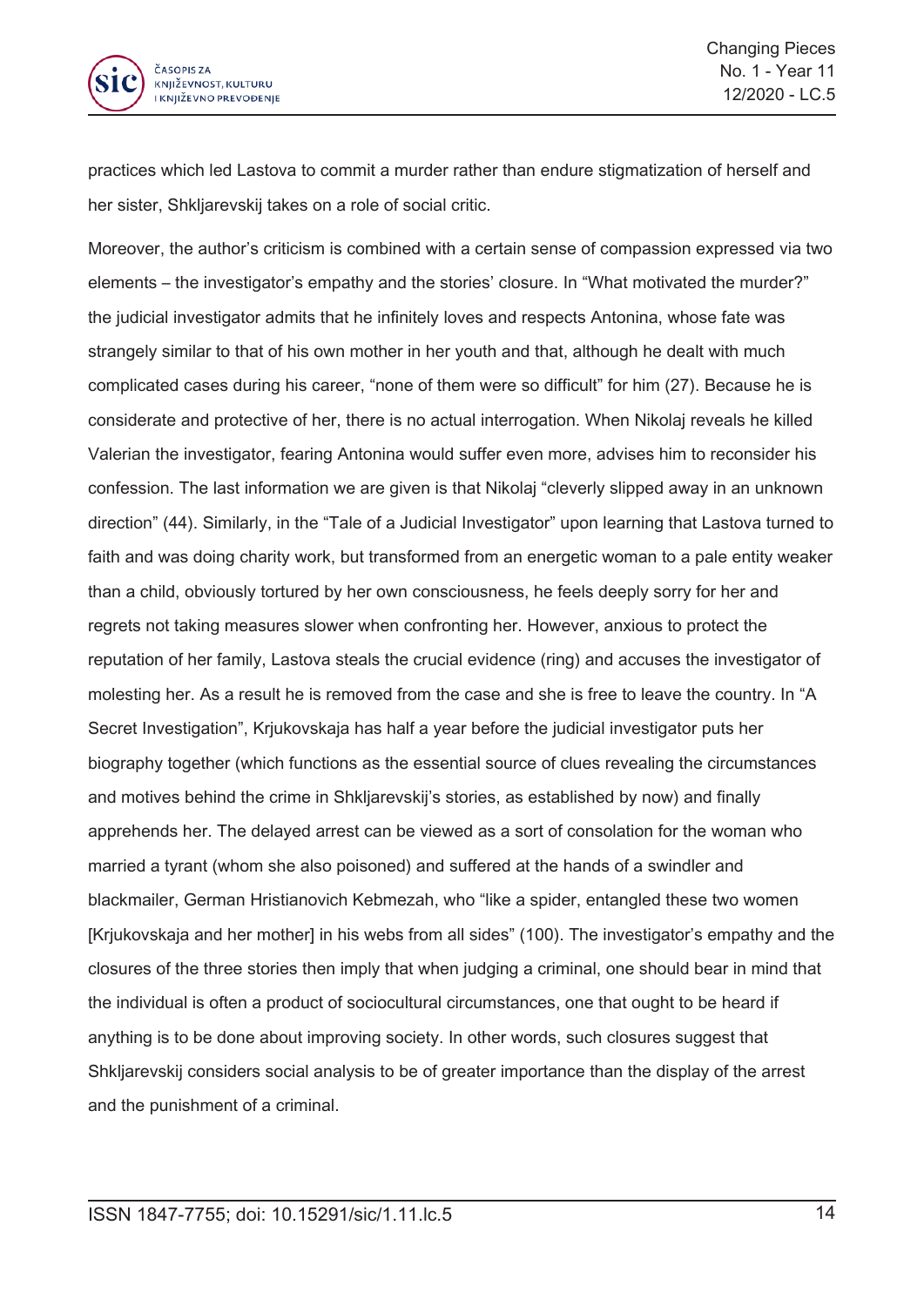practices which led Lastova to commit a murder rather than endure stigmatization of herself and her sister, Shkljarevskij takes on a role of social critic.

Moreover, the author's criticism is combined with a certain sense of compassion expressed via two elements – the investigator's empathy and the stories' closure. In "What motivated the murder?" the judicial investigator admits that he infinitely loves and respects Antonina, whose fate was strangely similar to that of his own mother in her youth and that, although he dealt with much complicated cases during his career, "none of them were so difficult" for him (27). Because he is considerate and protective of her, there is no actual interrogation. When Nikolaj reveals he killed Valerian the investigator, fearing Antonina would suffer even more, advises him to reconsider his confession. The last information we are given is that Nikolaj "cleverly slipped away in an unknown direction" (44). Similarly, in the "Tale of a Judicial Investigator" upon learning that Lastova turned to faith and was doing charity work, but transformed from an energetic woman to a pale entity weaker than a child, obviously tortured by her own consciousness, he feels deeply sorry for her and regrets not taking measures slower when confronting her. However, anxious to protect the reputation of her family, Lastova steals the crucial evidence (ring) and accuses the investigator of molesting her. As a result he is removed from the case and she is free to leave the country. In "A Secret Investigation", Krjukovskaja has half a year before the judicial investigator puts her biography together (which functions as the essential source of clues revealing the circumstances and motives behind the crime in Shkljarevskij's stories, as established by now) and finally apprehends her. The delayed arrest can be viewed as a sort of consolation for the woman who married a tyrant (whom she also poisoned) and suffered at the hands of a swindler and blackmailer, German Hristianovich Kebmezah, who "like a spider, entangled these two women [Krjukovskaja and her mother] in his webs from all sides" (100). The investigator's empathy and the closures of the three stories then imply that when judging a criminal, one should bear in mind that the individual is often a product of sociocultural circumstances, one that ought to be heard if anything is to be done about improving society. In other words, such closures suggest that Shkljarevskij considers social analysis to be of greater importance than the display of the arrest and the punishment of a criminal.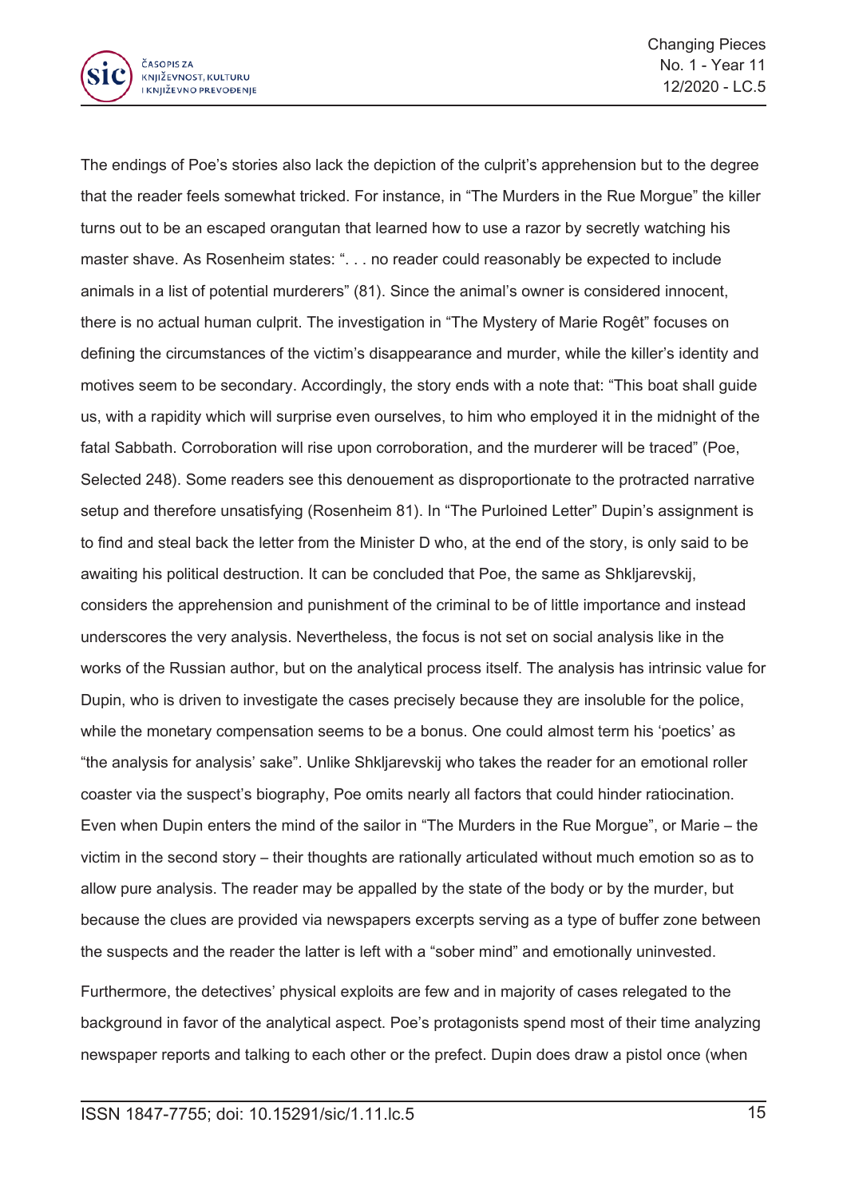The endings of Poe's stories also lack the depiction of the culprit's apprehension but to the degree that the reader feels somewhat tricked. For instance, in "The Murders in the Rue Morgue" the killer turns out to be an escaped orangutan that learned how to use a razor by secretly watching his master shave. As Rosenheim states: ". . . no reader could reasonably be expected to include animals in a list of potential murderers" (81). Since the animal's owner is considered innocent, there is no actual human culprit. The investigation in "The Mystery of Marie Rogêt" focuses on defining the circumstances of the victim's disappearance and murder, while the killer's identity and motives seem to be secondary. Accordingly, the story ends with a note that: "This boat shall guide us, with a rapidity which will surprise even ourselves, to him who employed it in the midnight of the fatal Sabbath. Corroboration will rise upon corroboration, and the murderer will be traced" (Poe, Selected 248). Some readers see this denouement as disproportionate to the protracted narrative setup and therefore unsatisfying (Rosenheim 81). In "The Purloined Letter" Dupin's assignment is to find and steal back the letter from the Minister D who, at the end of the story, is only said to be awaiting his political destruction. It can be concluded that Poe, the same as Shkljarevskij, considers the apprehension and punishment of the criminal to be of little importance and instead underscores the very analysis. Nevertheless, the focus is not set on social analysis like in the works of the Russian author, but on the analytical process itself. The analysis has intrinsic value for Dupin, who is driven to investigate the cases precisely because they are insoluble for the police, while the monetary compensation seems to be a bonus. One could almost term his 'poetics' as "the analysis for analysis' sake". Unlike Shkljarevskij who takes the reader for an emotional roller coaster via the suspect's biography, Poe omits nearly all factors that could hinder ratiocination. Even when Dupin enters the mind of the sailor in "The Murders in the Rue Morgue", or Marie – the victim in the second story – their thoughts are rationally articulated without much emotion so as to allow pure analysis. The reader may be appalled by the state of the body or by the murder, but because the clues are provided via newspapers excerpts serving as a type of buffer zone between the suspects and the reader the latter is left with a "sober mind" and emotionally uninvested.

Furthermore, the detectives' physical exploits are few and in majority of cases relegated to the background in favor of the analytical aspect. Poe's protagonists spend most of their time analyzing newspaper reports and talking to each other or the prefect. Dupin does draw a pistol once (when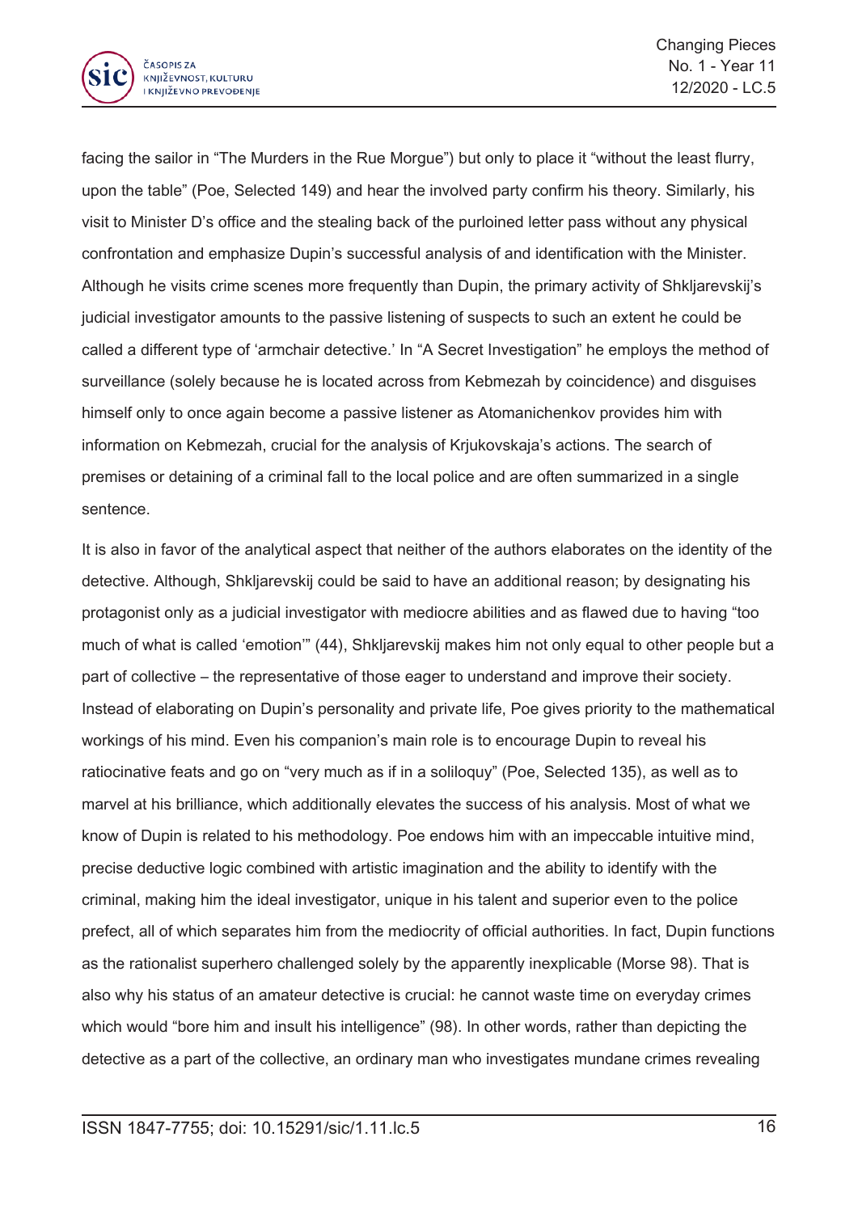facing the sailor in “The Murders in the Rue Morgue”) but only to place it “without the least flurry, upon the table” (Poe, Selected 149) and hear the involved party confirm his theory. Similarly, his visit to Minister D’s office and the stealing back of the purloined letter pass without any physical confrontation and emphasize Dupin’s successful analysis of and identification with the Minister. Although he visits crime scenes more frequently than Dupin, the primary activity of Shkljarevskij’s judicial investigator amounts to the passive listening of suspects to such an extent he could be called a different type of ‘armchair detective.’ In “A Secret Investigation” he employs the method of surveillance (solely because he is located across from Kebmezah by coincidence) and disguises himself only to once again become a passive listener as Atomanichenkov provides him with information on Kebmezah, crucial for the analysis of Krjukovskaja’s actions. The search of premises or detaining of a criminal fall to the local police and are often summarized in a single sentence.

It is also in favor of the analytical aspect that neither of the authors elaborates on the identity of the detective. Although, Shkljarevskij could be said to have an additional reason; by designating his protagonist only as a judicial investigator with mediocre abilities and as flawed due to having “too much of what is called ‘emotion’” (44), Shkljarevskij makes him not only equal to other people but a part of collective – the representative of those eager to understand and improve their society. Instead of elaborating on Dupin’s personality and private life, Poe gives priority to the mathematical workings of his mind. Even his companion’s main role is to encourage Dupin to reveal his ratiocinative feats and go on “very much as if in a soliloquy” (Poe, Selected 135), as well as to marvel at his brilliance, which additionally elevates the success of his analysis. Most of what we know of Dupin is related to his methodology. Poe endows him with an impeccable intuitive mind, precise deductive logic combined with artistic imagination and the ability to identify with the criminal, making him the ideal investigator, unique in his talent and superior even to the police prefect, all of which separates him from the mediocrity of official authorities. In fact, Dupin functions as the rationalist superhero challenged solely by the apparently inexplicable (Morse 98). That is also why his status of an amateur detective is crucial: he cannot waste time on everyday crimes which would “bore him and insult his intelligence” (98). In other words, rather than depicting the detective as a part of the collective, an ordinary man who investigates mundane crimes revealing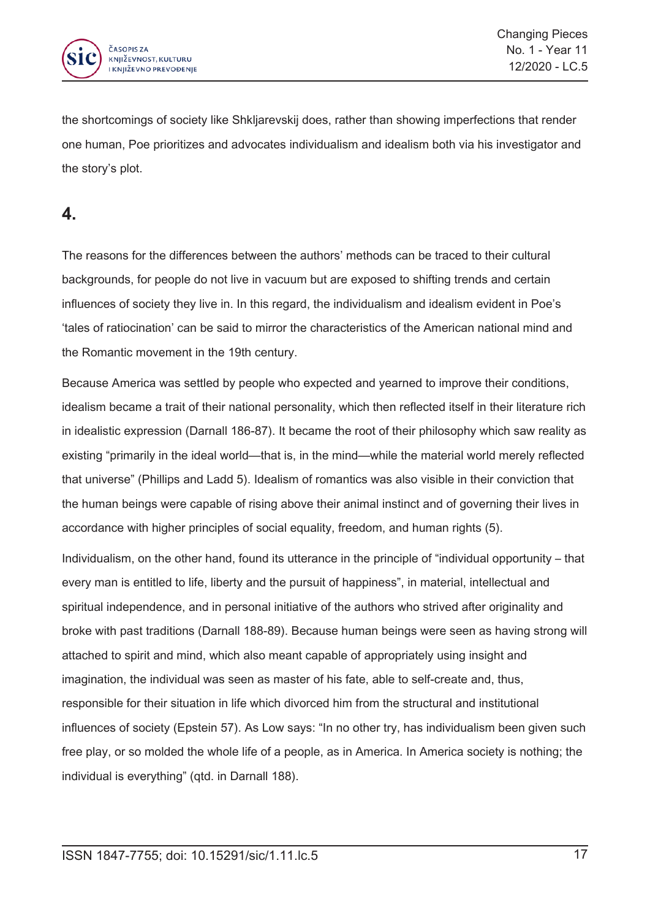the shortcomings of society like Shkljarevskij does, rather than showing imperfections that render one human, Poe prioritizes and advocates individualism and idealism both via his investigator and the story's plot.

## 4.

The reasons for the differences between the authors' methods can be traced to their cultural backgrounds, for people do not live in vacuum but are exposed to shifting trends and certain influences of society they live in. In this regard, the individualism and idealism evident in Poe's 'tales of ratiocination' can be said to mirror the characteristics of the American national mind and the Romantic movement in the 19th century.

Because America was settled by people who expected and yearned to improve their conditions, idealism became a trait of their national personality, which then reflected itself in their literature rich in idealistic expression (Darnall 186-87). It became the root of their philosophy which saw reality as existing "primarily in the ideal world—that is, in the mind—while the material world merely reflected that universe" (Phillips and Ladd 5). Idealism of romantics was also visible in their conviction that the human beings were capable of rising above their animal instinct and of governing their lives in accordance with higher principles of social equality, freedom, and human rights (5).

Individualism, on the other hand, found its utterance in the principle of "individual opportunity – that every man is entitled to life, liberty and the pursuit of happiness", in material, intellectual and spiritual independence, and in personal initiative of the authors who strived after originality and broke with past traditions (Darnall 188-89). Because human beings were seen as having strong will attached to spirit and mind, which also meant capable of appropriately using insight and imagination, the individual was seen as master of his fate, able to self-create and, thus, responsible for their situation in life which divorced him from the structural and institutional influences of society (Epstein 57). As Low says: "In no other try, has individualism been given such free play, or so molded the whole life of a people, as in America. In America society is nothing; the individual is everything" (qtd. in Darnall 188).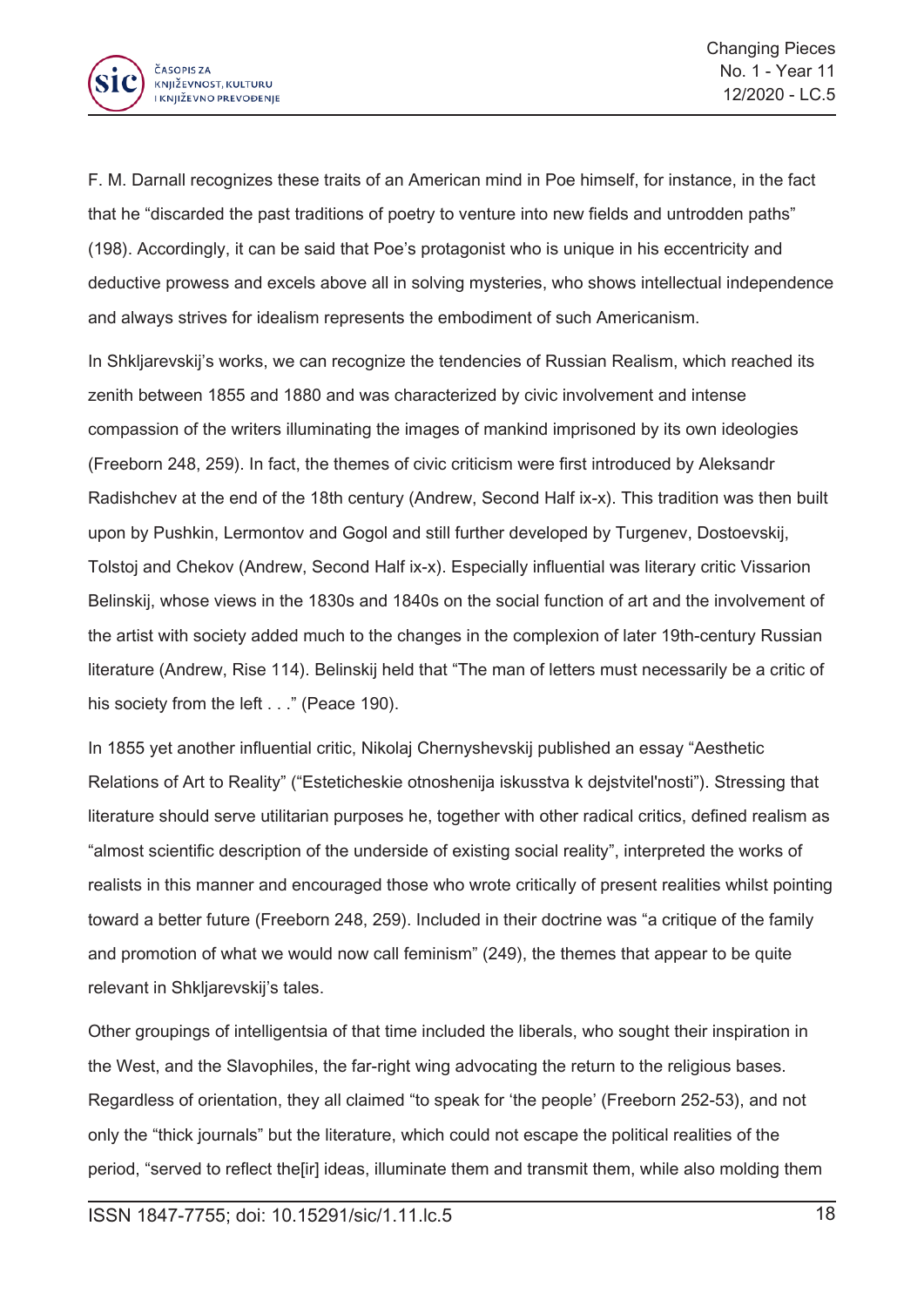F. M. Darnall recognizes these traits of an American mind in Poe himself, for instance, in the fact that he “discarded the past traditions of poetry to venture into new fields and untrodden paths” (198). Accordingly, it can be said that Poe’s protagonist who is unique in his eccentricity and deductive prowess and excels above all in solving mysteries, who shows intellectual independence and always strives for idealism represents the embodiment of such Americanism.

In Shkljarevskij’s works, we can recognize the tendencies of Russian Realism, which reached its zenith between 1855 and 1880 and was characterized by civic involvement and intense compassion of the writers illuminating the images of mankind imprisoned by its own ideologies (Freeborn 248, 259). In fact, the themes of civic criticism were first introduced by Aleksandr Radishchev at the end of the 18th century (Andrew, Second Half ix-x). This tradition was then built upon by Pushkin, Lermontov and Gogol and still further developed by Turgenev, Dostoevskij, Tolstoj and Chekov (Andrew, Second Half ix-x). Especially influential was literary critic Vissarion Belinskij, whose views in the 1830s and 1840s on the social function of art and the involvement of the artist with society added much to the changes in the complexion of later 19th-century Russian literature (Andrew, Rise 114). Belinskij held that “The man of letters must necessarily be a critic of his society from the left . . .” (Peace 190).

In 1855 yet another influential critic, Nikolaj Chernyshevskij published an essay “Aesthetic Relations of Art to Reality” (“Esteticheskie otnoshenija iskusstva k dejstvitel'nosti”). Stressing that literature should serve utilitarian purposes he, together with other radical critics, defined realism as “almost scientific description of the underside of existing social reality”, interpreted the works of realists in this manner and encouraged those who wrote critically of present realities whilst pointing toward a better future (Freeborn 248, 259). Included in their doctrine was “a critique of the family and promotion of what we would now call feminism” (249), the themes that appear to be quite relevant in Shkljarevskij’s tales.

Other groupings of intelligentsia of that time included the liberals, who sought their inspiration in the West, and the Slavophiles, the far-right wing advocating the return to the religious bases. Regardless of orientation, they all claimed “to speak for ‘the people’ (Freeborn 252-53), and not only the “thick journals” but the literature, which could not escape the political realities of the period, “served to reflect the[ir] ideas, illuminate them and transmit them, while also molding them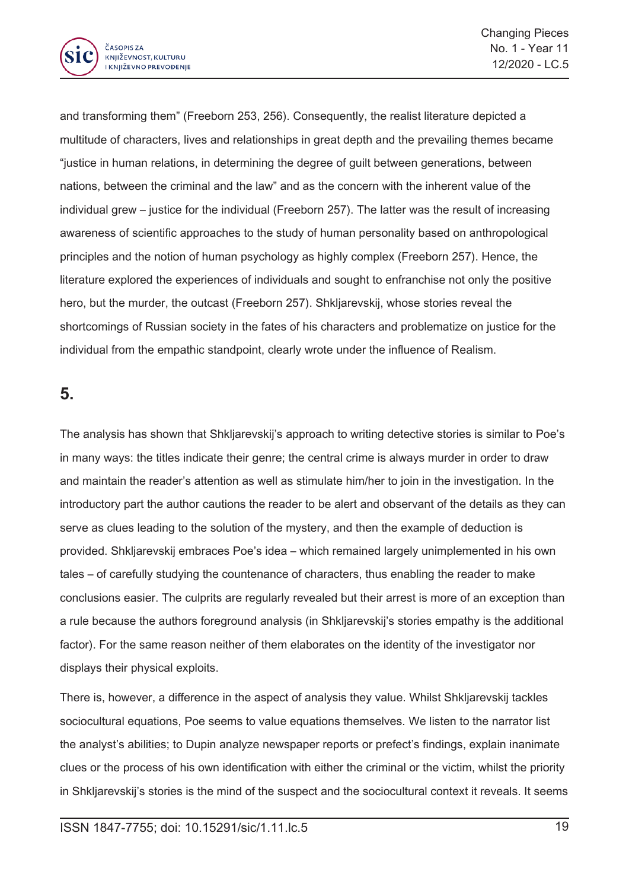and transforming them" (Freeborn 253, 256). Consequently, the realist literature depicted a multitude of characters, lives and relationships in great depth and the prevailing themes became "justice in human relations, in determining the degree of guilt between generations, between nations, between the criminal and the law" and as the concern with the inherent value of the individual grew – justice for the individual (Freeborn 257). The latter was the result of increasing awareness of scientific approaches to the study of human personality based on anthropological principles and the notion of human psychology as highly complex (Freeborn 257). Hence, the literature explored the experiences of individuals and sought to enfranchise not only the positive hero, but the murder, the outcast (Freeborn 257). Shkljarevskij, whose stories reveal the shortcomings of Russian society in the fates of his characters and problematize on justice for the individual from the empathic standpoint, clearly wrote under the influence of Realism.

## 5.

The analysis has shown that Shkljarevskij's approach to writing detective stories is similar to Poe's in many ways: the titles indicate their genre; the central crime is always murder in order to draw and maintain the reader's attention as well as stimulate him/her to join in the investigation. In the introductory part the author cautions the reader to be alert and observant of the details as they can serve as clues leading to the solution of the mystery, and then the example of deduction is provided. Shkljarevskij embraces Poe's idea – which remained largely unimplemented in his own tales – of carefully studying the countenance of characters, thus enabling the reader to make conclusions easier. The culprits are regularly revealed but their arrest is more of an exception than a rule because the authors foreground analysis (in Shkljarevskij's stories empathy is the additional factor). For the same reason neither of them elaborates on the identity of the investigator nor displays their physical exploits.

There is, however, a difference in the aspect of analysis they value. Whilst Shkljarevskij tackles sociocultural equations, Poe seems to value equations themselves. We listen to the narrator list the analyst's abilities; to Dupin analyze newspaper reports or prefect's findings, explain inanimate clues or the process of his own identification with either the criminal or the victim, whilst the priority in Shkljarevskij's stories is the mind of the suspect and the sociocultural context it reveals. It seems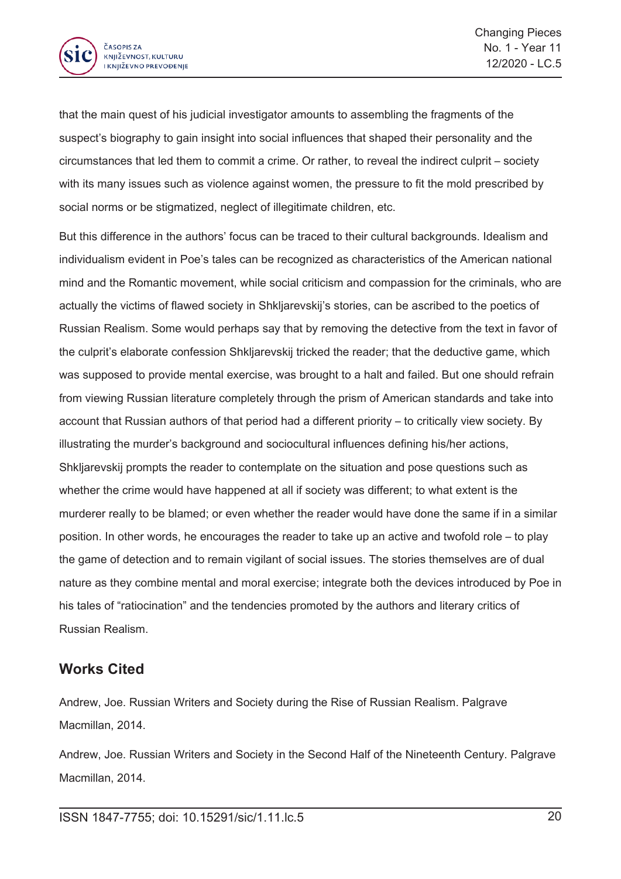that the main quest of his judicial investigator amounts to assembling the fragments of the suspect's biography to gain insight into social influences that shaped their personality and the circumstances that led them to commit a crime. Or rather, to reveal the indirect culprit – society with its many issues such as violence against women, the pressure to fit the mold prescribed by social norms or be stigmatized, neglect of illegitimate children, etc.

But this difference in the authors' focus can be traced to their cultural backgrounds. Idealism and individualism evident in Poe's tales can be recognized as characteristics of the American national mind and the Romantic movement, while social criticism and compassion for the criminals, who are actually the victims of flawed society in Shkljarevskij's stories, can be ascribed to the poetics of Russian Realism. Some would perhaps say that by removing the detective from the text in favor of the culprit's elaborate confession Shkljarevskij tricked the reader; that the deductive game, which was supposed to provide mental exercise, was brought to a halt and failed. But one should refrain from viewing Russian literature completely through the prism of American standards and take into account that Russian authors of that period had a different priority – to critically view society. By illustrating the murder's background and sociocultural influences defining his/her actions, Shkljarevskij prompts the reader to contemplate on the situation and pose questions such as whether the crime would have happened at all if society was different; to what extent is the murderer really to be blamed; or even whether the reader would have done the same if in a similar position. In other words, he encourages the reader to take up an active and twofold role – to play the game of detection and to remain vigilant of social issues. The stories themselves are of dual nature as they combine mental and moral exercise; integrate both the devices introduced by Poe in his tales of "ratiocination" and the tendencies promoted by the authors and literary critics of Russian Realism.

## Works Cited

Andrew, Joe. Russian Writers and Society during the Rise of Russian Realism. Palgrave Macmillan, 2014.

Andrew, Joe. Russian Writers and Society in the Second Half of the Nineteenth Century. Palgrave Macmillan, 2014.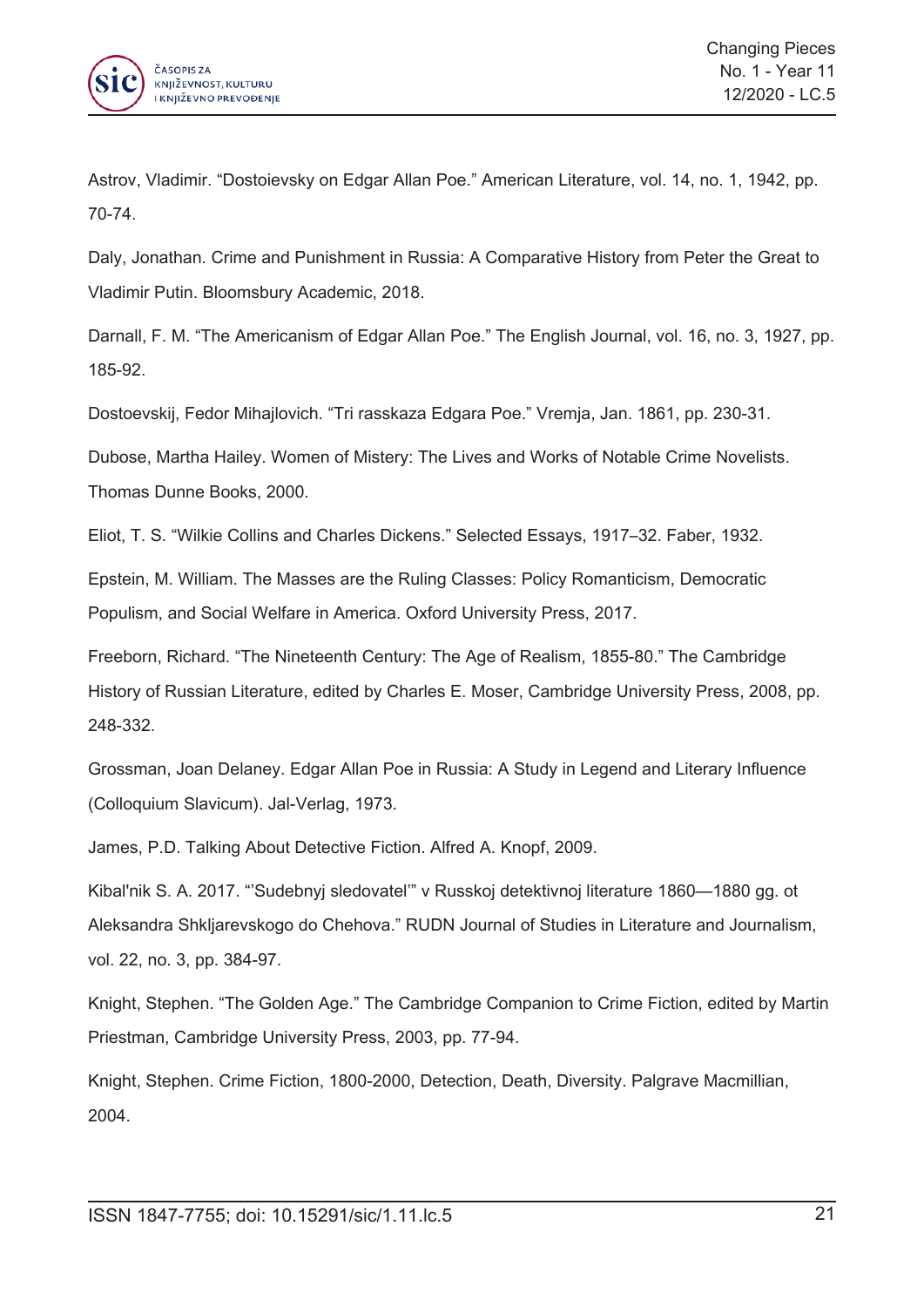Astrov, Vladimir. “Dostoievsky on Edgar Allan Poe.” American Literature, vol. 14, no. 1, 1942, pp. 70-74.

Daly, Jonathan. Crime and Punishment in Russia: A Comparative History from Peter the Great to Vladimir Putin. Bloomsbury Academic, 2018.

Darnall, F. M. “The Americanism of Edgar Allan Poe.” The English Journal, vol. 16, no. 3, 1927, pp. 185-92.

Dostoevskij, Fedor Mihajlovich. “Tri rasskaza Edgara Poe.” Vremja, Jan. 1861, pp. 230-31.

Dubose, Martha Hailey. Women of Mistery: The Lives and Works of Notable Crime Novelists. Thomas Dunne Books, 2000.

Eliot, T. S. “Wilkie Collins and Charles Dickens.” Selected Essays, 1917–32. Faber, 1932.

Epstein, M. William. The Masses are the Ruling Classes: Policy Romanticism, Democratic Populism, and Social Welfare in America. Oxford University Press, 2017.

Freeborn, Richard. “The Nineteenth Century: The Age of Realism, 1855-80.” The Cambridge History of Russian Literature, edited by Charles E. Moser, Cambridge University Press, 2008, pp. 248-332.

Grossman, Joan Delaney. Edgar Allan Poe in Russia: A Study in Legend and Literary Influence (Colloquium Slavicum). Jal-Verlag, 1973.

James, P.D. Talking About Detective Fiction. Alfred A. Knopf, 2009.

Kibal'nik S. A. 2017. “’Sudebnyj sledovatel’” v Russkoj detektivnoj literature 1860—1880 gg. ot Aleksandra Shkljarevskogo do Chehova.” RUDN Journal of Studies in Literature and Journalism, vol. 22, no. 3, pp. 384-97.

Knight, Stephen. “The Golden Age.” The Cambridge Companion to Crime Fiction, edited by Martin Priestman, Cambridge University Press, 2003, pp. 77-94.

Knight, Stephen. Crime Fiction, 1800-2000, Detection, Death, Diversity. Palgrave Macmillian, 2004.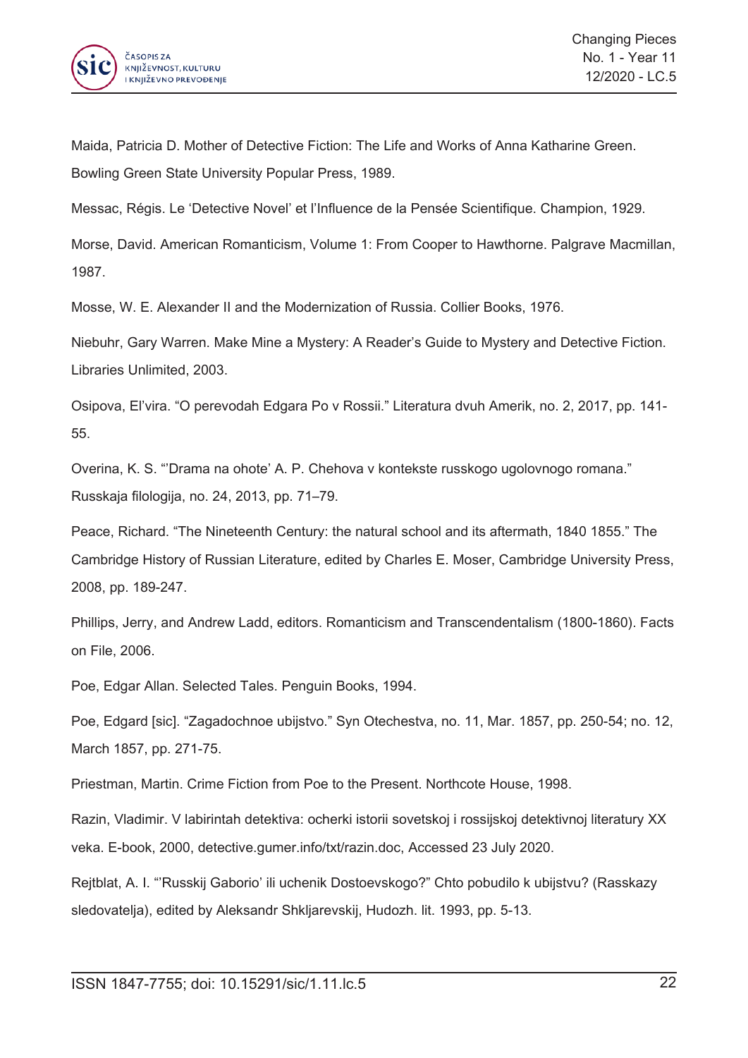Maida, Patricia D. Mother of Detective Fiction: The Life and Works of Anna Katharine Green. Bowling Green State University Popular Press, 1989.

Messac, Régis. Le 'Detective Novel' et l'Influence de la Pensée Scientifique. Champion, 1929.

Morse, David. American Romanticism, Volume 1: From Cooper to Hawthorne. Palgrave Macmillan, 1987.

Mosse, W. E. Alexander II and the Modernization of Russia. Collier Books, 1976.

Niebuhr, Gary Warren. Make Mine a Mystery: A Reader's Guide to Mystery and Detective Fiction. Libraries Unlimited, 2003.

Osipova, El'vira. "O perevodah Edgara Po v Rossii." Literatura dvuh Amerik, no. 2, 2017, pp. 141-55.

Overina, K. S. "'Drama na ohote' A. P. Chehova v kontekste russkogo ugolovnogo romana." Russkaja filologija, no. 24, 2013, pp. 71–79.

Peace, Richard. "The Nineteenth Century: the natural school and its aftermath, 1840 1855." The Cambridge History of Russian Literature, edited by Charles E. Moser, Cambridge University Press, 2008, pp. 189-247.

Phillips, Jerry, and Andrew Ladd, editors. Romanticism and Transcendentalism (1800-1860). Facts on File, 2006.

Poe, Edgar Allan. Selected Tales. Penguin Books, 1994.

Poe, Edgard [sic]. "Zagadochnoe ubijstvo." Syn Otechestva, no. 11, Mar. 1857, pp. 250-54; no. 12, March 1857, pp. 271-75.

Priestman, Martin. Crime Fiction from Poe to the Present. Northcote House, 1998.

Razin, Vladimir. V labirintah detektiva: ocherki istorii sovetskoj i rossijskoj detektivnoj literatury XX veka. E-book, 2000, detective.gumer.info/txt/razin.doc, Accessed 23 July 2020.

Rejtblat, A. I. "'Russkij Gaborio' ili uchenik Dostoevskogo?" Chto pobudilo k ubijstvu? (Rasskazy sledovatelja), edited by Aleksandr Shkljarevskij, Hudozh. lit. 1993, pp. 5-13.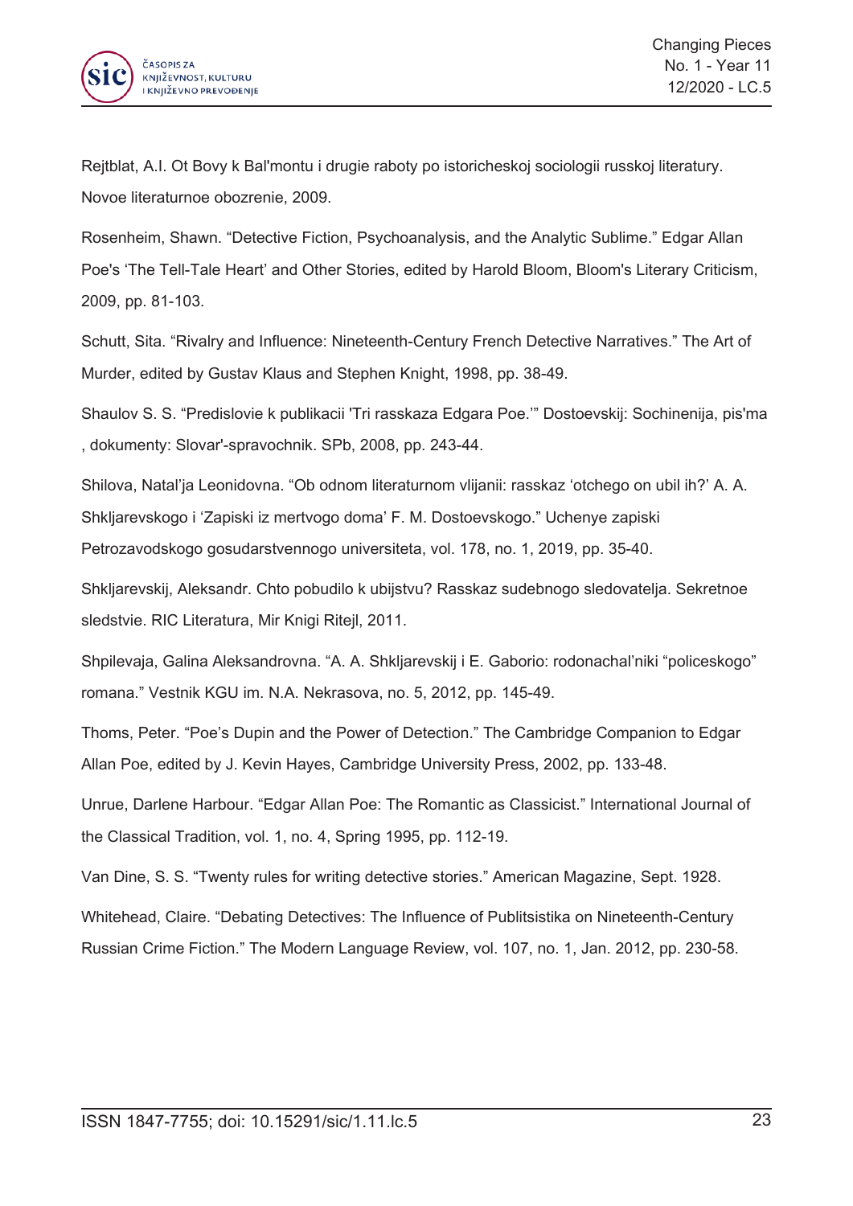Rejtblat, A.I. Ot Bovy k Bal'montu i drugie raboty po istoricheskoj sociologii russkoj literatury. Novoe literaturnoe obozrenie, 2009.

Rosenheim, Shawn. "Detective Fiction, Psychoanalysis, and the Analytic Sublime." Edgar Allan Poe's 'The Tell-Tale Heart' and Other Stories, edited by Harold Bloom, Bloom's Literary Criticism, 2009, pp. 81-103.

Schutt, Sita. "Rivalry and Influence: Nineteenth-Century French Detective Narratives." The Art of Murder, edited by Gustav Klaus and Stephen Knight, 1998, pp. 38-49.

Shaulov S. S. "Predislovie k publikacii 'Tri rasskaza Edgara Poe.'" Dostoevskij: Sochinenija, pis'ma , dokumenty: Slovar'-spravochnik. SPb, 2008, pp. 243-44.

Shilova, Natal'ja Leonidovna. "Ob odnom literaturnom vlijanii: rasskaz 'otchego on ubil ih?' A. A. Shkljarevskogo i 'Zapiski iz mertvogo doma' F. M. Dostoevskogo." Uchenye zapiski Petrozavodskogo gosudarstvennogo universiteta, vol. 178, no. 1, 2019, pp. 35-40.

Shkljarevskij, Aleksandr. Chto pobudilo k ubijstvu? Rasskaz sudebnogo sledovatelja. Sekretnoe sledstvie. RIC Literatura, Mir Knigi Ritejl, 2011.

Shpilevaja, Galina Aleksandrovna. "A. A. Shkljarevskij i E. Gaborio: rodonachal'niki "policeskogo" romana." Vestnik KGU im. N.A. Nekrasova, no. 5, 2012, pp. 145-49.

Thoms, Peter. "Poe's Dupin and the Power of Detection." The Cambridge Companion to Edgar Allan Poe, edited by J. Kevin Hayes, Cambridge University Press, 2002, pp. 133-48.

Unrue, Darlene Harbour. "Edgar Allan Poe: The Romantic as Classicist." International Journal of the Classical Tradition, vol. 1, no. 4, Spring 1995, pp. 112-19.

Van Dine, S. S. "Twenty rules for writing detective stories." American Magazine, Sept. 1928.

Whitehead, Claire. "Debating Detectives: The Influence of Publitsistika on Nineteenth-Century Russian Crime Fiction." The Modern Language Review, vol. 107, no. 1, Jan. 2012, pp. 230-58.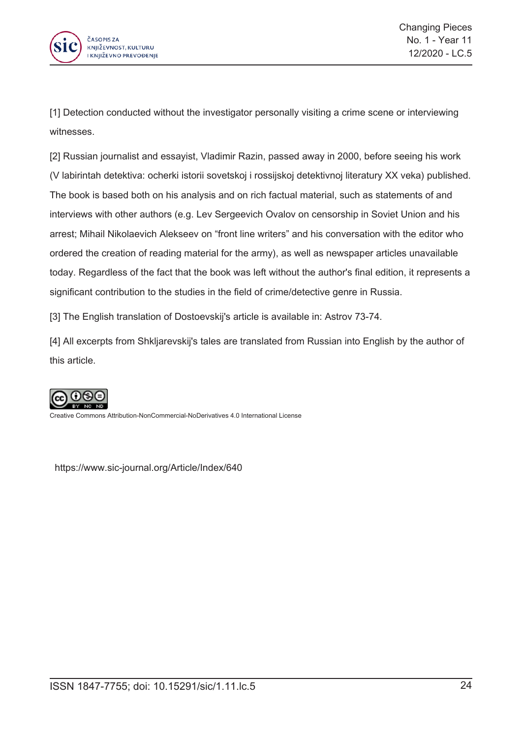[1] Detection conducted without the investigator personally visiting a crime scene or interviewing witnesses.

[2] Russian journalist and essayist, Vladimir Razin, passed away in 2000, before seeing his work (V labirintah detektiva: ocherki istorii sovetskoj i rossijskoj detektivnoj literatury XX veka) published. The book is based both on his analysis and on rich factual material, such as statements of and interviews with other authors (e.g. Lev Sergeevich Ovalov on censorship in Soviet Union and his arrest; Mihail Nikolaevich Alekseev on “front line writers” and his conversation with the editor who ordered the creation of reading material for the army), as well as newspaper articles unavailable today. Regardless of the fact that the book was left without the author's final edition, it represents a significant contribution to the studies in the field of crime/detective genre in Russia.

[3] The English translation of Dostoevskij's article is available in: Astrov 73-74.

[4] All excerpts from Shkljarevskij's tales are translated from Russian into English by the author of this article.

Creative Commons Attribution-NonCommercial-NoDerivatives 4.0 International License

https://www.sic-journal.org/Article/Index/640